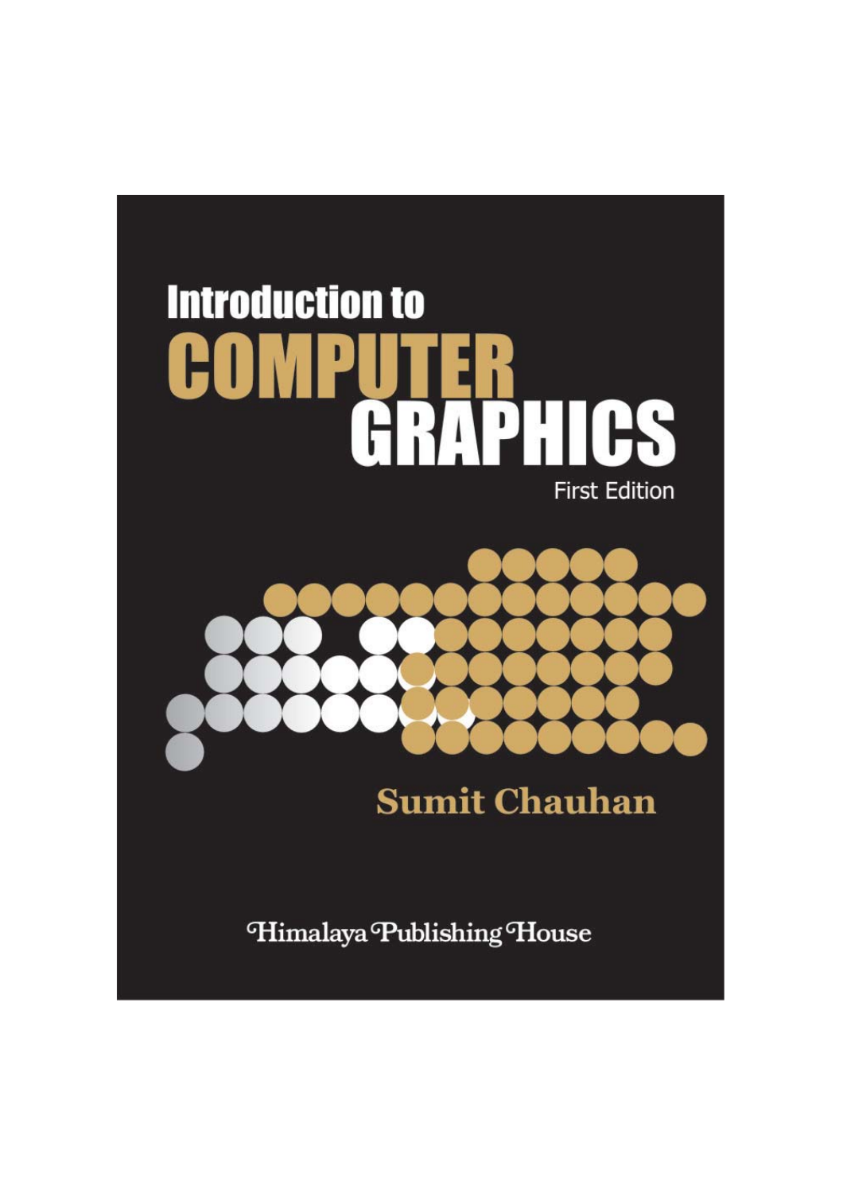# Introduction to COMPUTER GRAPHICS

First Edition

**Sumit Chauhan**

Himalaya Publishing House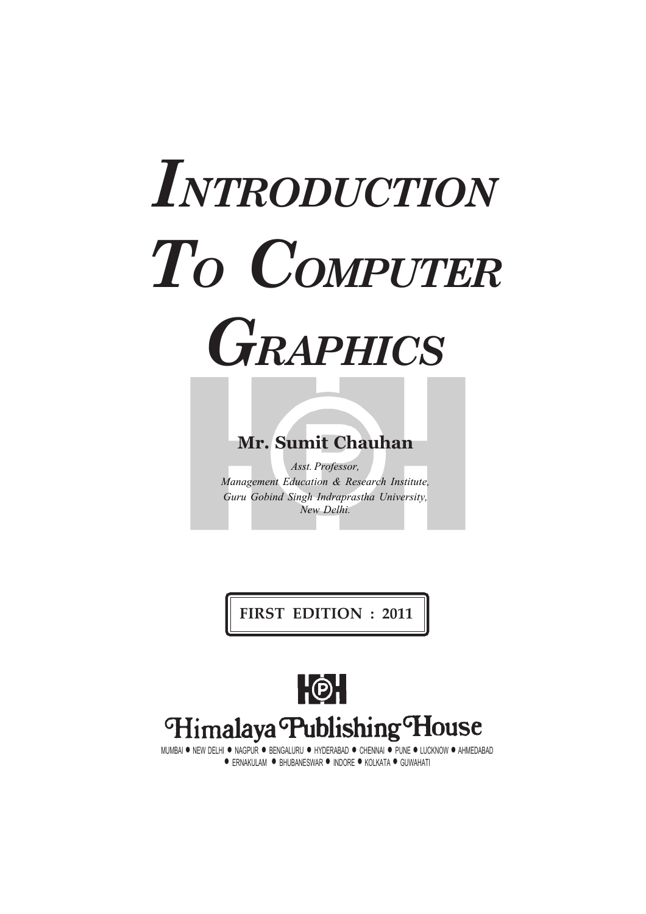# INTRODUCTION TO COMPUTER GRAPHICS

**Mr. Sumit Chauhan**

*Asst. Professor,*
*Management Education & Research Institute,*
*Guru Gobind Singh Indraprastha University,*
*New Delhi.*

**FIRST EDITION : 2011**

Himalaya Publishing House

MUMBAI ● NEW DELHI ● NAGPUR ● BENGALURU ● HYDERABAD ● CHENNAI ● PUNE ● LUCKNOW ● AHMEDABAD ● ERNAKULAM ● BHUBANESWAR ● INDORE ● KOLKATA ● GUWAHATI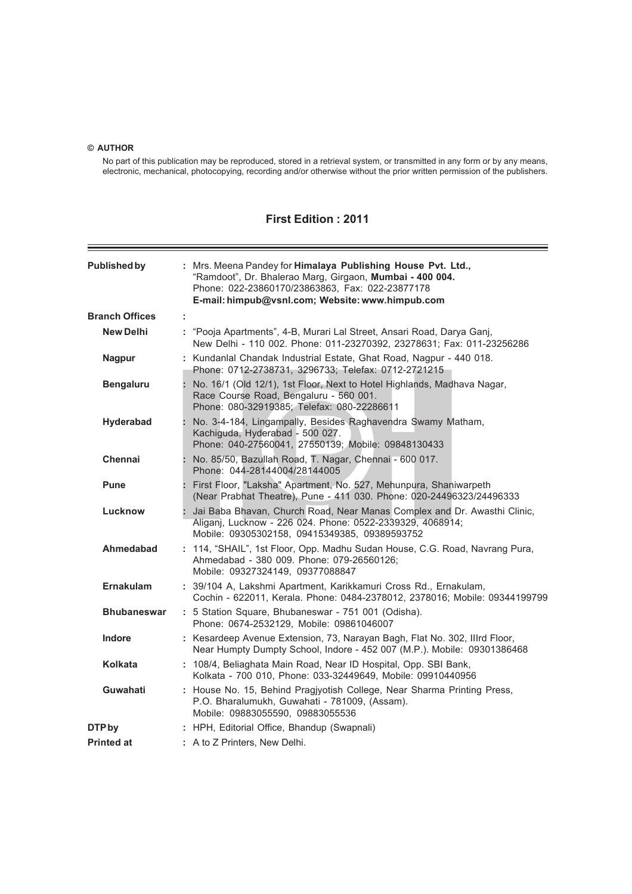**© AUTHOR**

No part of this publication may be reproduced, stored in a retrieval system, or transmitted in any form or by any means, electronic, mechanical, photocopying, recording and/or otherwise without the prior written permission of the publishers.

## First Edition : 2011

| | |
|---|---|
| **Published by** | : Mrs. Meena Pandey for **Himalaya Publishing House Pvt. Ltd.,** "Ramdoot", Dr. Bhalerao Marg, Girgaon, **Mumbai - 400 004.** Phone: 022-23860170/23863863, Fax: 022-23877178 **E-mail: himpub@vsnl.com; Website: www.himpub.com** |
| **Branch Offices** | : |
| **New Delhi** | : "Pooja Apartments", 4-B, Murari Lal Street, Ansari Road, Darya Ganj, New Delhi - 110 002. Phone: 011-23270392, 23278631; Fax: 011-23256286 |
| **Nagpur** | : Kundanlal Chandak Industrial Estate, Ghat Road, Nagpur - 440 018. Phone: 0712-2738731, 3296733; Telefax: 0712-2721215 |
| **Bengaluru** | : No. 16/1 (Old 12/1), 1st Floor, Next to Hotel Highlands, Madhava Nagar, Race Course Road, Bengaluru - 560 001. Phone: 080-32919385; Telefax: 080-22286611 |
| **Hyderabad** | : No. 3-4-184, Lingampally, Besides Raghavendra Swamy Matham, Kachiguda, Hyderabad - 500 027. Phone: 040-27560041, 27550139; Mobile: 09848130433 |
| **Chennai** | : No. 85/50, Bazullah Road, T. Nagar, Chennai - 600 017. Phone: 044-28144004/28144005 |
| **Pune** | : First Floor, "Laksha" Apartment, No. 527, Mehunpura, Shaniwarpeth (Near Prabhat Theatre), Pune - 411 030. Phone: 020-24496323/24496333 |
| **Lucknow** | : Jai Baba Bhavan, Church Road, Near Manas Complex and Dr. Awasthi Clinic, Aliganj, Lucknow - 226 024. Phone: 0522-2339329, 4068914; Mobile: 09305302158, 09415349385, 09389593752 |
| **Ahmedabad** | : 114, "SHAIL", 1st Floor, Opp. Madhu Sudan House, C.G. Road, Navrang Pura, Ahmedabad - 380 009. Phone: 079-26560126; Mobile: 09327324149, 09377088847 |
| **Ernakulam** | : 39/104 A, Lakshmi Apartment, Karikkamuri Cross Rd., Ernakulam, Cochin - 622011, Kerala. Phone: 0484-2378012, 2378016; Mobile: 09344199799 |
| **Bhubaneswar** | : 5 Station Square, Bhubaneswar - 751 001 (Odisha). Phone: 0674-2532129, Mobile: 09861046007 |
| **Indore** | : Kesardeep Avenue Extension, 73, Narayan Bagh, Flat No. 302, IIIrd Floor, Near Humpty Dumpty School, Indore - 452 007 (M.P.). Mobile: 09301386468 |
| **Kolkata** | : 108/4, Beliaghata Main Road, Near ID Hospital, Opp. SBI Bank, Kolkata - 700 010, Phone: 033-32449649, Mobile: 09910440956 |
| **Guwahati** | : House No. 15, Behind Pragjyotish College, Near Sharma Printing Press, P.O. Bharalumukh, Guwahati - 781009, (Assam). Mobile: 09883055590, 09883055536 |
| **DTP by** | : HPH, Editorial Office, Bhandup (Swapnali) |
| **Printed at** | : A to Z Printers, New Delhi. |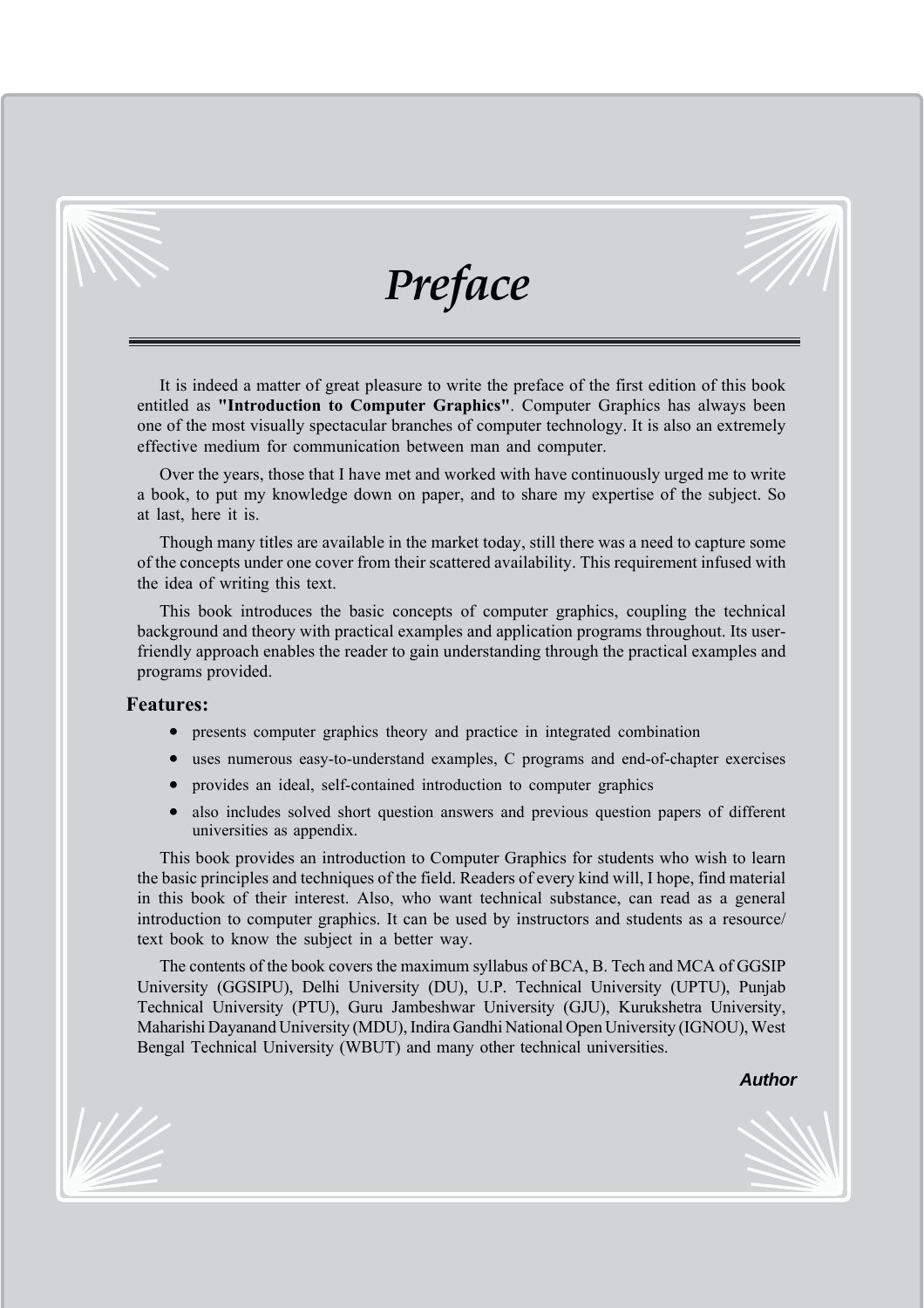# Preface

It is indeed a matter of great pleasure to write the preface of the first edition of this book entitled as **"Introduction to Computer Graphics"**. Computer Graphics has always been one of the most visually spectacular branches of computer technology. It is also an extremely effective medium for communication between man and computer.

Over the years, those that I have met and worked with have continuously urged me to write a book, to put my knowledge down on paper, and to share my expertise of the subject. So at last, here it is.

Though many titles are available in the market today, still there was a need to capture some of the concepts under one cover from their scattered availability. This requirement infused with the idea of writing this text.

This book introduces the basic concepts of computer graphics, coupling the technical background and theory with practical examples and application programs throughout. Its user-friendly approach enables the reader to gain understanding through the practical examples and programs provided.

**Features:**

- presents computer graphics theory and practice in integrated combination
- uses numerous easy-to-understand examples, C programs and end-of-chapter exercises
- provides an ideal, self-contained introduction to computer graphics
- also includes solved short question answers and previous question papers of different universities as appendix.

This book provides an introduction to Computer Graphics for students who wish to learn the basic principles and techniques of the field. Readers of every kind will, I hope, find material in this book of their interest. Also, who want technical substance, can read as a general introduction to computer graphics. It can be used by instructors and students as a resource/ text book to know the subject in a better way.

The contents of the book covers the maximum syllabus of BCA, B. Tech and MCA of GGSIP University (GGSIPU), Delhi University (DU), U.P. Technical University (UPTU), Punjab Technical University (PTU), Guru Jambeshwar University (GJU), Kurukshetra University, Maharishi Dayanand University (MDU), Indira Gandhi National Open University (IGNOU), West Bengal Technical University (WBUT) and many other technical universities.

***Author***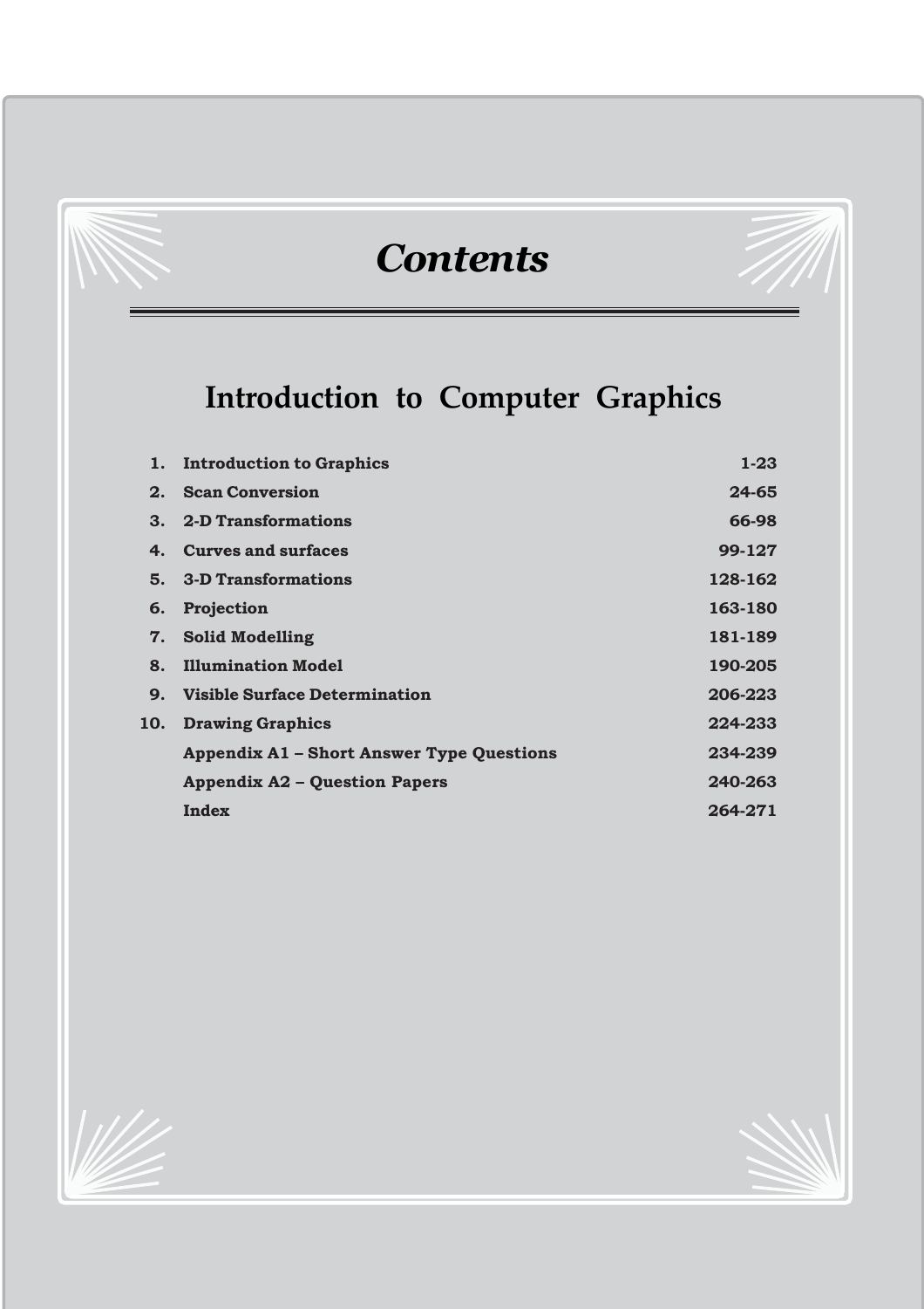# *Contents*

## Introduction to Computer Graphics

| | | |
|---|---|---|
| **1.** | **Introduction to Graphics** | **1-23** |
| **2.** | **Scan Conversion** | **24-65** |
| **3.** | **2-D Transformations** | **66-98** |
| **4.** | **Curves and surfaces** | **99-127** |
| **5.** | **3-D Transformations** | **128-162** |
| **6.** | **Projection** | **163-180** |
| **7.** | **Solid Modelling** | **181-189** |
| **8.** | **Illumination Model** | **190-205** |
| **9.** | **Visible Surface Determination** | **206-223** |
| **10.** | **Drawing Graphics** | **224-233** |
| | **Appendix A1 – Short Answer Type Questions** | **234-239** |
| | **Appendix A2 – Question Papers** | **240-263** |
| | **Index** | **264-271** |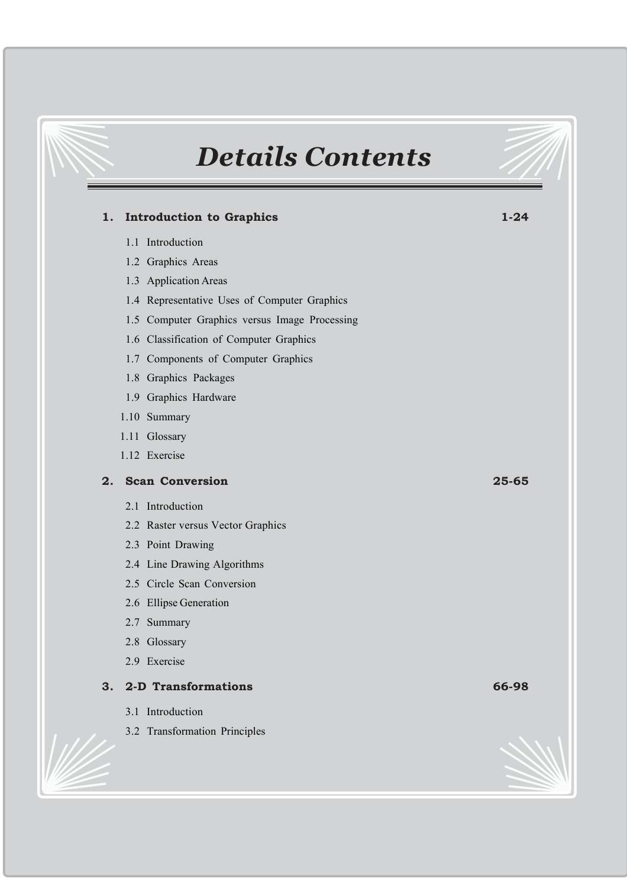# Details Contents

**1. Introduction to Graphics** **1-24**

- 1.1 Introduction
- 1.2 Graphics Areas
- 1.3 Application Areas
- 1.4 Representative Uses of Computer Graphics
- 1.5 Computer Graphics versus Image Processing
- 1.6 Classification of Computer Graphics
- 1.7 Components of Computer Graphics
- 1.8 Graphics Packages
- 1.9 Graphics Hardware
- 1.10 Summary
- 1.11 Glossary
- 1.12 Exercise

**2. Scan Conversion** **25-65**

- 2.1 Introduction
- 2.2 Raster versus Vector Graphics
- 2.3 Point Drawing
- 2.4 Line Drawing Algorithms
- 2.5 Circle Scan Conversion
- 2.6 Ellipse Generation
- 2.7 Summary
- 2.8 Glossary
- 2.9 Exercise

**3. 2-D Transformations** **66-98**

- 3.1 Introduction
- 3.2 Transformation Principles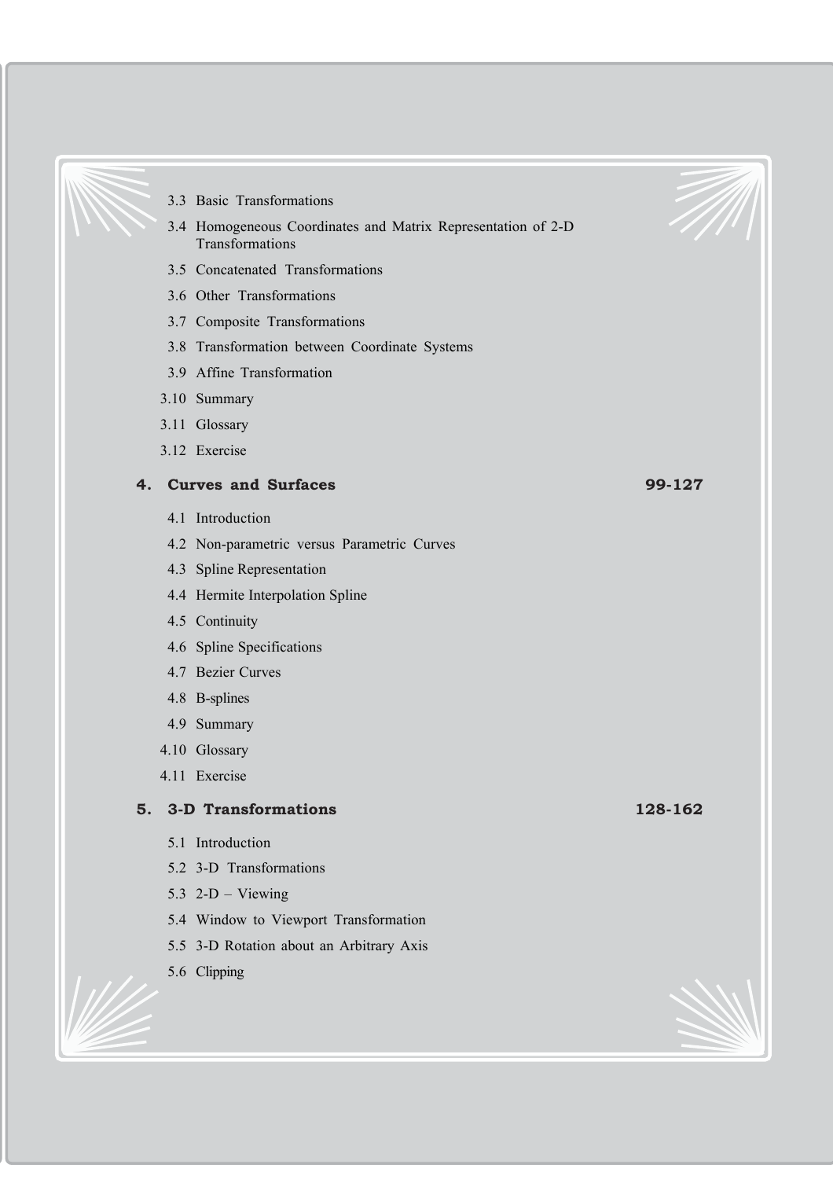- 3.3 Basic Transformations
- 3.4 Homogeneous Coordinates and Matrix Representation of 2-D Transformations
- 3.5 Concatenated Transformations
- 3.6 Other Transformations
- 3.7 Composite Transformations
- 3.8 Transformation between Coordinate Systems
- 3.9 Affine Transformation
- 3.10 Summary
- 3.11 Glossary
- 3.12 Exercise

## 4. Curves and Surfaces — 99-127

- 4.1 Introduction
- 4.2 Non-parametric versus Parametric Curves
- 4.3 Spline Representation
- 4.4 Hermite Interpolation Spline
- 4.5 Continuity
- 4.6 Spline Specifications
- 4.7 Bezier Curves
- 4.8 B-splines
- 4.9 Summary
- 4.10 Glossary
- 4.11 Exercise

## 5. 3-D Transformations — 128-162

- 5.1 Introduction
- 5.2 3-D Transformations
- 5.3 2-D – Viewing
- 5.4 Window to Viewport Transformation
- 5.5 3-D Rotation about an Arbitrary Axis
- 5.6 Clipping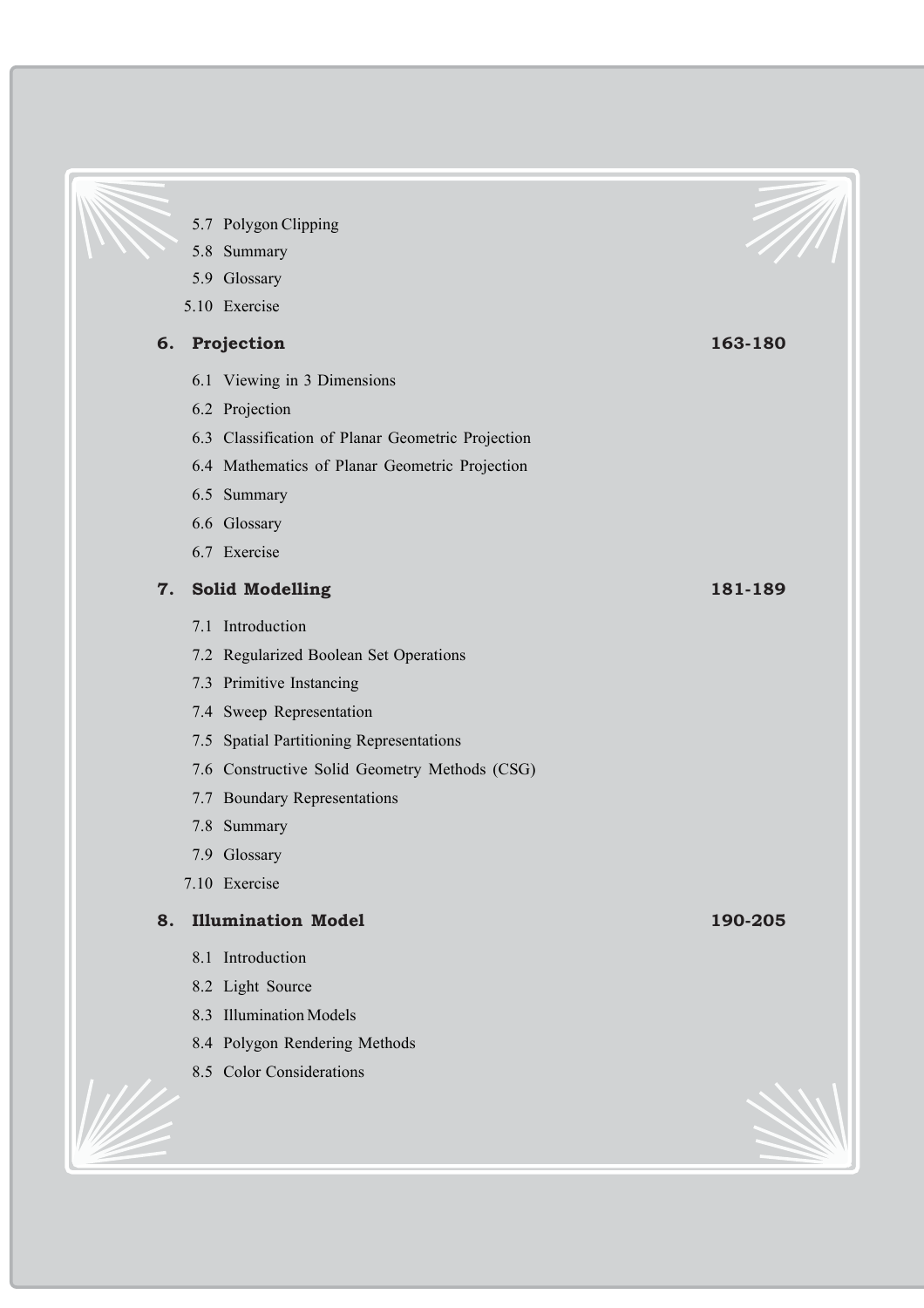5.7 Polygon Clipping

5.8 Summary

5.9 Glossary

5.10 Exercise

**6. Projection** **163-180**

6.1 Viewing in 3 Dimensions

6.2 Projection

6.3 Classification of Planar Geometric Projection

6.4 Mathematics of Planar Geometric Projection

6.5 Summary

6.6 Glossary

6.7 Exercise

**7. Solid Modelling** **181-189**

7.1 Introduction

7.2 Regularized Boolean Set Operations

7.3 Primitive Instancing

7.4 Sweep Representation

7.5 Spatial Partitioning Representations

7.6 Constructive Solid Geometry Methods (CSG)

7.7 Boundary Representations

7.8 Summary

7.9 Glossary

7.10 Exercise

**8. Illumination Model** **190-205**

8.1 Introduction

8.2 Light Source

8.3 Illumination Models

8.4 Polygon Rendering Methods

8.5 Color Considerations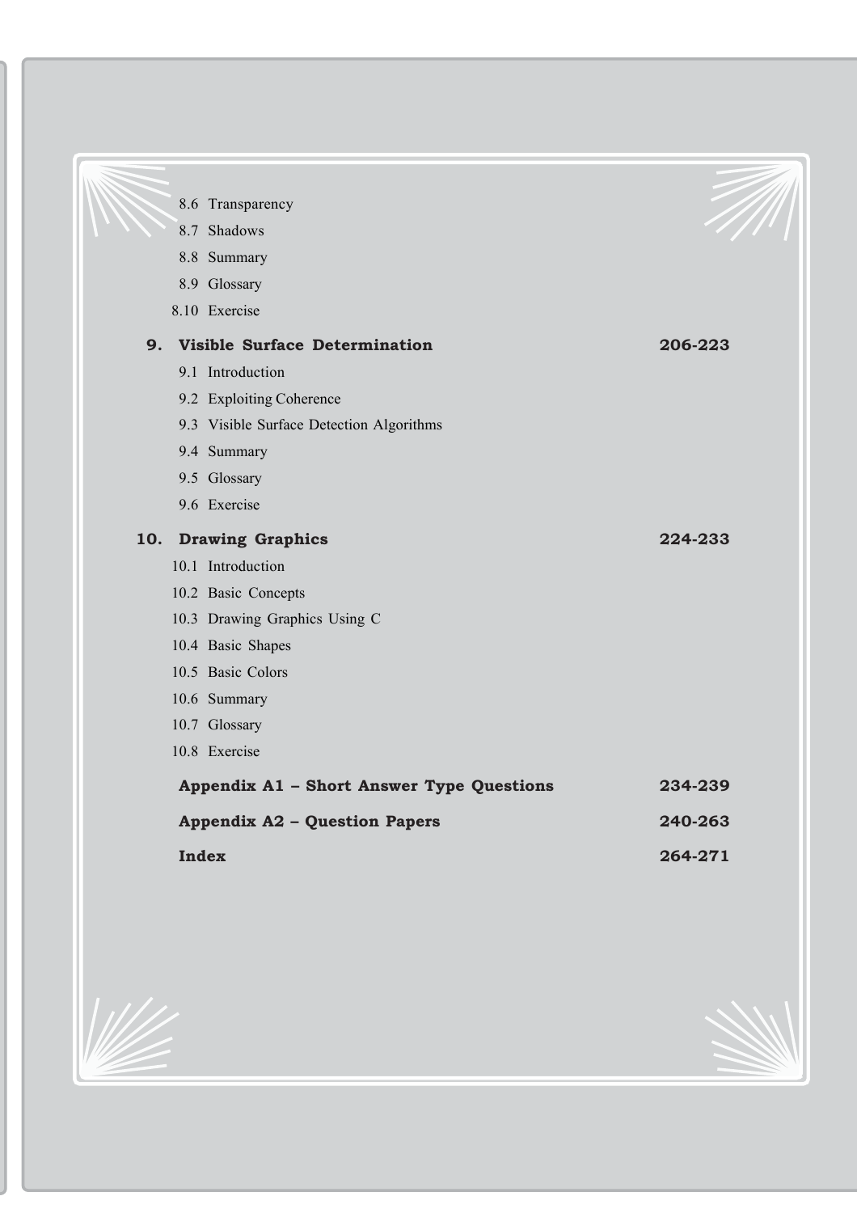8.6 Transparency
8.7 Shadows
8.8 Summary
8.9 Glossary
8.10 Exercise

**9. Visible Surface Determination** **206-223**

9.1 Introduction
9.2 Exploiting Coherence
9.3 Visible Surface Detection Algorithms
9.4 Summary
9.5 Glossary
9.6 Exercise

**10. Drawing Graphics** **224-233**

10.1 Introduction
10.2 Basic Concepts
10.3 Drawing Graphics Using C
10.4 Basic Shapes
10.5 Basic Colors
10.6 Summary
10.7 Glossary
10.8 Exercise

**Appendix A1 – Short Answer Type Questions** **234-239**

**Appendix A2 – Question Papers** **240-263**

**Index** **264-271**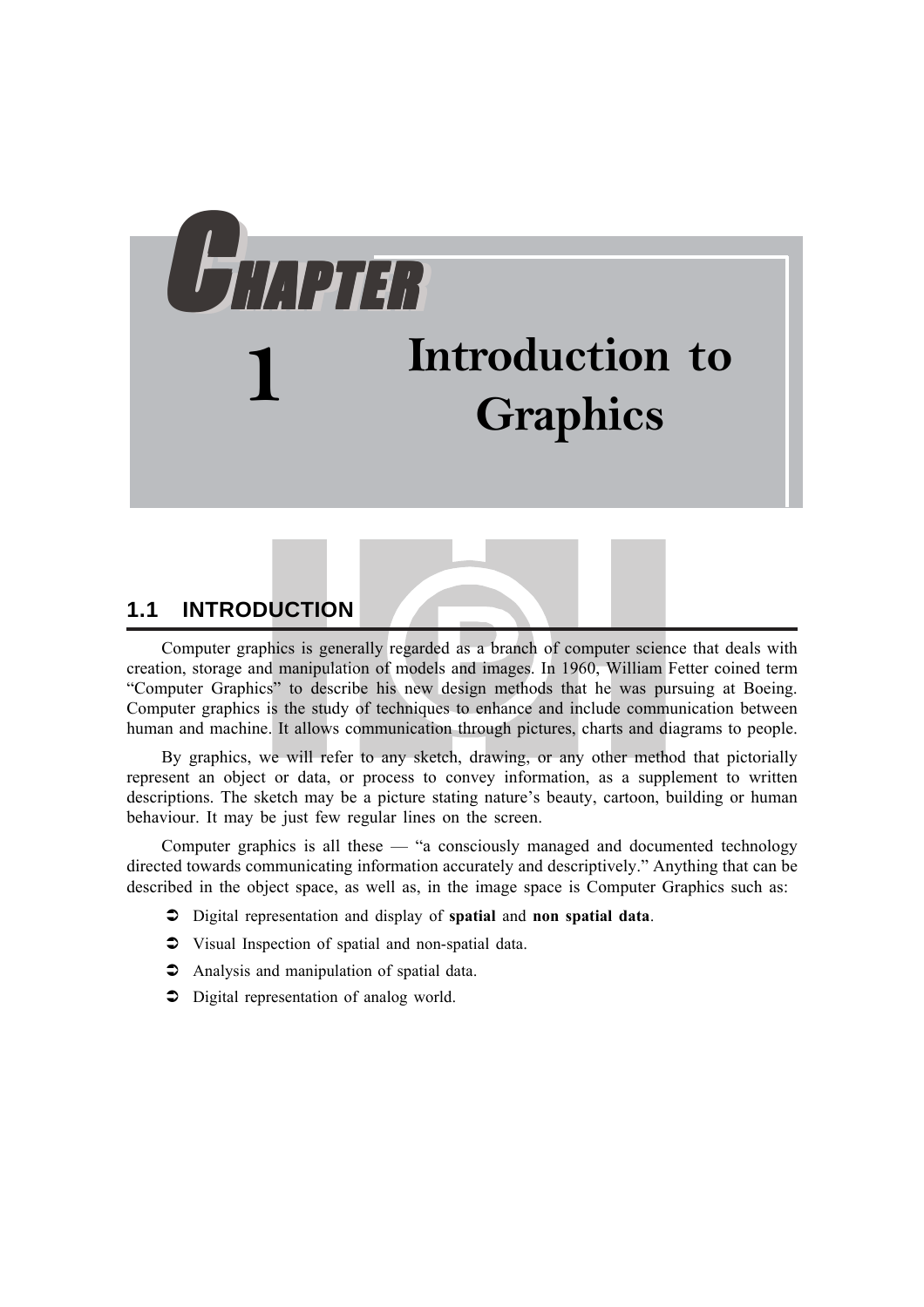# CHAPTER 1

# Introduction to Graphics

## 1.1 INTRODUCTION

Computer graphics is generally regarded as a branch of computer science that deals with creation, storage and manipulation of models and images. In 1960, William Fetter coined term "Computer Graphics" to describe his new design methods that he was pursuing at Boeing. Computer graphics is the study of techniques to enhance and include communication between human and machine. It allows communication through pictures, charts and diagrams to people.

By graphics, we will refer to any sketch, drawing, or any other method that pictorially represent an object or data, or process to convey information, as a supplement to written descriptions. The sketch may be a picture stating nature's beauty, cartoon, building or human behaviour. It may be just few regular lines on the screen.

Computer graphics is all these — "a consciously managed and documented technology directed towards communicating information accurately and descriptively." Anything that can be described in the object space, as well as, in the image space is Computer Graphics such as:

- Digital representation and display of **spatial** and **non spatial data**.
- Visual Inspection of spatial and non-spatial data.
- Analysis and manipulation of spatial data.
- Digital representation of analog world.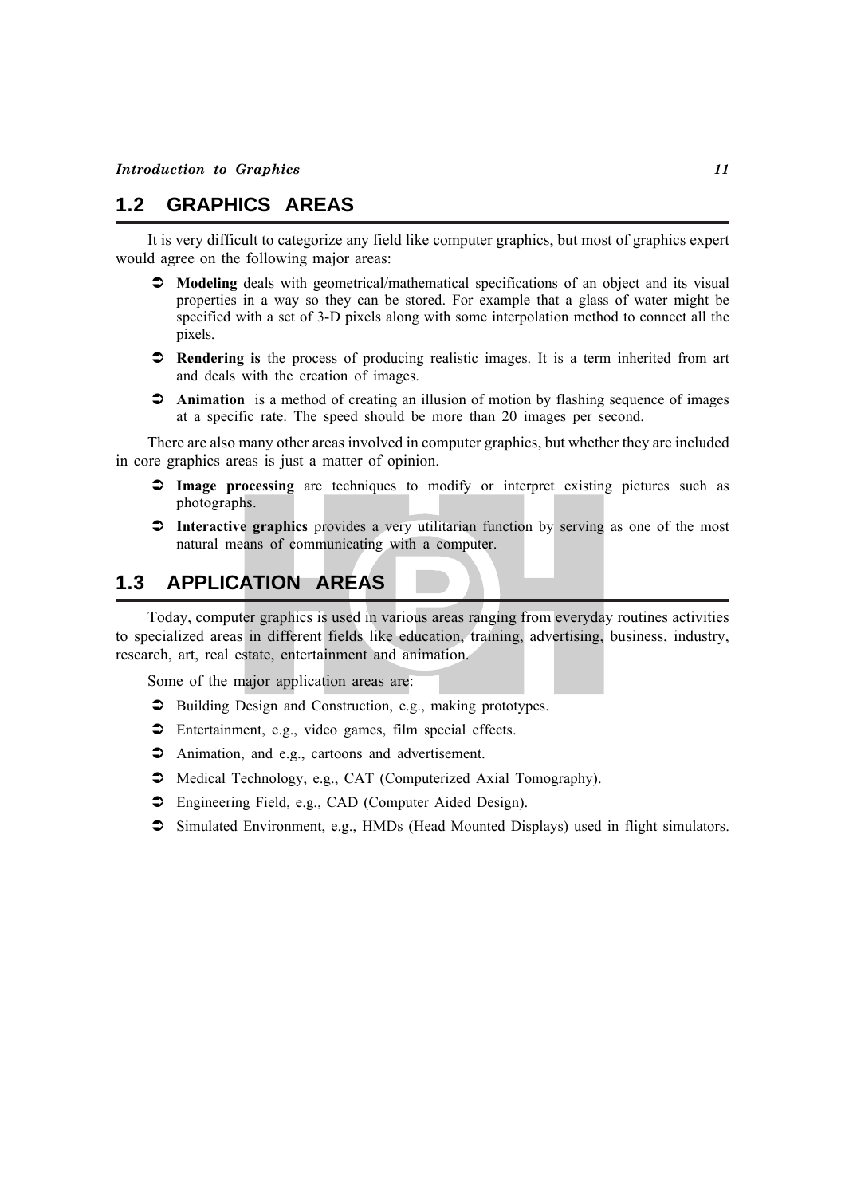## 1.2 GRAPHICS AREAS

It is very difficult to categorize any field like computer graphics, but most of graphics expert would agree on the following major areas:

- **Modeling** deals with geometrical/mathematical specifications of an object and its visual properties in a way so they can be stored. For example that a glass of water might be specified with a set of 3-D pixels along with some interpolation method to connect all the pixels.
- **Rendering is** the process of producing realistic images. It is a term inherited from art and deals with the creation of images.
- **Animation** is a method of creating an illusion of motion by flashing sequence of images at a specific rate. The speed should be more than 20 images per second.

There are also many other areas involved in computer graphics, but whether they are included in core graphics areas is just a matter of opinion.

- **Image processing** are techniques to modify or interpret existing pictures such as photographs.
- **Interactive graphics** provides a very utilitarian function by serving as one of the most natural means of communicating with a computer.

## 1.3 APPLICATION AREAS

Today, computer graphics is used in various areas ranging from everyday routines activities to specialized areas in different fields like education, training, advertising, business, industry, research, art, real estate, entertainment and animation.

Some of the major application areas are:

- Building Design and Construction, e.g., making prototypes.
- Entertainment, e.g., video games, film special effects.
- Animation, and e.g., cartoons and advertisement.
- Medical Technology, e.g., CAT (Computerized Axial Tomography).
- Engineering Field, e.g., CAD (Computer Aided Design).
- Simulated Environment, e.g., HMDs (Head Mounted Displays) used in flight simulators.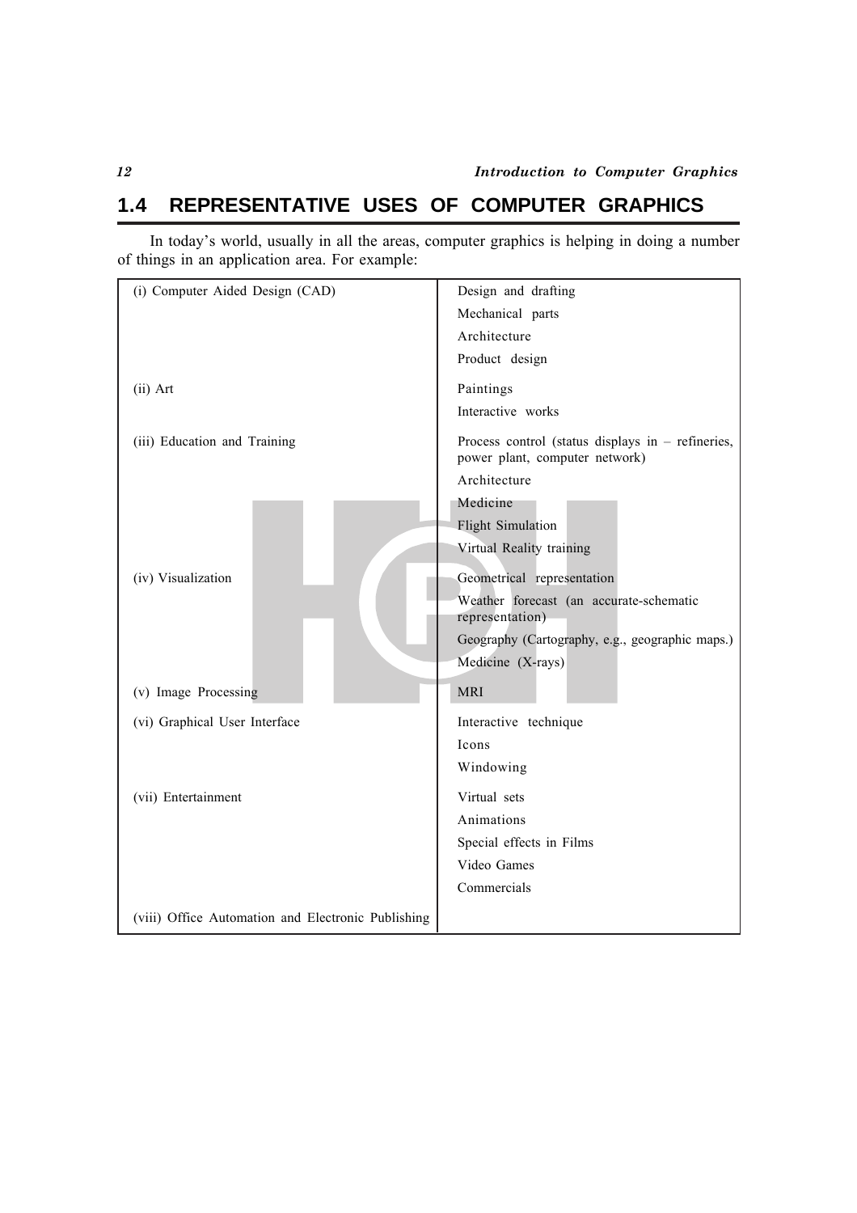## 1.4 REPRESENTATIVE USES OF COMPUTER GRAPHICS

In today's world, usually in all the areas, computer graphics is helping in doing a number of things in an application area. For example:

| | |
|---|---|
| (i) Computer Aided Design (CAD) | Design and drafting |
| | Mechanical parts |
| | Architecture |
| | Product design |
| (ii) Art | Paintings |
| | Interactive works |
| (iii) Education and Training | Process control (status displays in – refineries, power plant, computer network) |
| | Architecture |
| | Medicine |
| | Flight Simulation |
| | Virtual Reality training |
| (iv) Visualization | Geometrical representation |
| | Weather forecast (an accurate-schematic representation) |
| | Geography (Cartography, e.g., geographic maps.) |
| | Medicine (X-rays) |
| (v) Image Processing | MRI |
| (vi) Graphical User Interface | Interactive technique |
| | Icons |
| | Windowing |
| (vii) Entertainment | Virtual sets |
| | Animations |
| | Special effects in Films |
| | Video Games |
| | Commercials |
| (viii) Office Automation and Electronic Publishing | |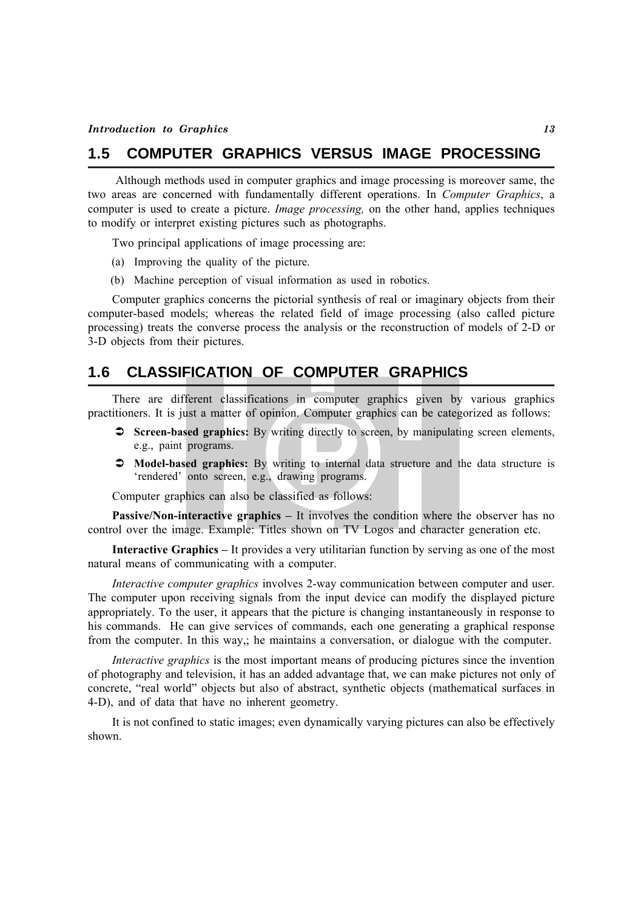## 1.5 COMPUTER GRAPHICS VERSUS IMAGE PROCESSING

Although methods used in computer graphics and image processing is moreover same, the two areas are concerned with fundamentally different operations. In *Computer Graphics*, a computer is used to create a picture. *Image processing,* on the other hand, applies techniques to modify or interpret existing pictures such as photographs.

Two principal applications of image processing are:

(a) Improving the quality of the picture.

(b) Machine perception of visual information as used in robotics.

Computer graphics concerns the pictorial synthesis of real or imaginary objects from their computer-based models; whereas the related field of image processing (also called picture processing) treats the converse process the analysis or the reconstruction of models of 2-D or 3-D objects from their pictures.

## 1.6 CLASSIFICATION OF COMPUTER GRAPHICS

There are different classifications in computer graphics given by various graphics practitioners. It is just a matter of opinion. Computer graphics can be categorized as follows:

- **Screen-based graphics:** By writing directly to screen, by manipulating screen elements, e.g., paint programs.
- **Model-based graphics:** By writing to internal data structure and the data structure is 'rendered' onto screen, e.g., drawing programs.

Computer graphics can also be classified as follows:

**Passive/Non-interactive graphics –** It involves the condition where the observer has no control over the image. Example: Titles shown on TV Logos and character generation etc.

**Interactive Graphics –** It provides a very utilitarian function by serving as one of the most natural means of communicating with a computer.

*Interactive computer graphics* involves 2-way communication between computer and user. The computer upon receiving signals from the input device can modify the displayed picture appropriately. To the user, it appears that the picture is changing instantaneously in response to his commands. He can give services of commands, each one generating a graphical response from the computer. In this way,; he maintains a conversation, or dialogue with the computer.

*Interactive graphics* is the most important means of producing pictures since the invention of photography and television, it has an added advantage that, we can make pictures not only of concrete, "real world" objects but also of abstract, synthetic objects (mathematical surfaces in 4-D), and of data that have no inherent geometry.

It is not confined to static images; even dynamically varying pictures can also be effectively shown.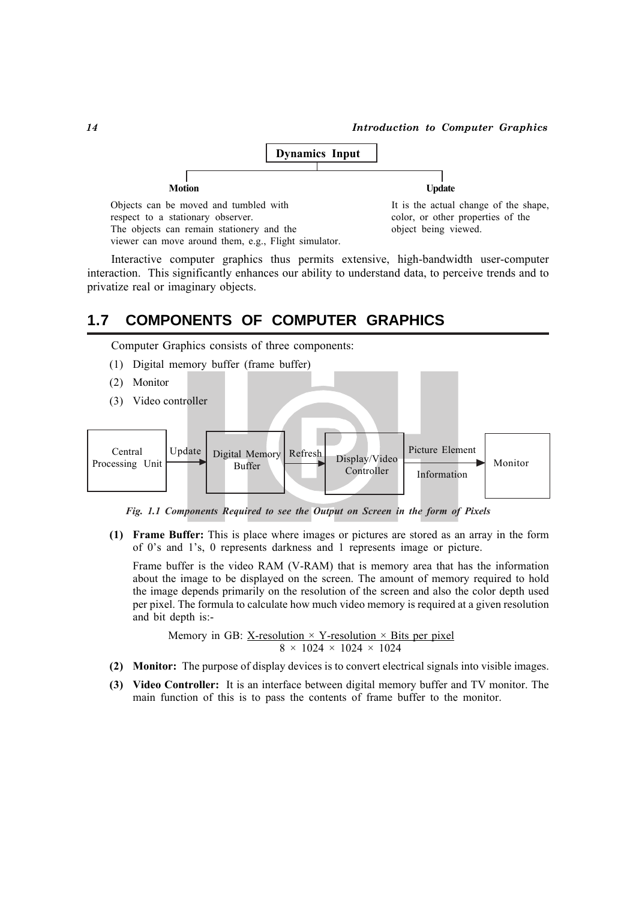**Dynamics Input**

**Motion**

Objects can be moved and tumbled with respect to a stationary observer.
The objects can remain stationery and the viewer can move around them, e.g., Flight simulator.

**Update**

It is the actual change of the shape, color, or other properties of the object being viewed.

Interactive computer graphics thus permits extensive, high-bandwidth user-computer interaction. This significantly enhances our ability to understand data, to perceive trends and to privatize real or imaginary objects.

## 1.7 COMPONENTS OF COMPUTER GRAPHICS

Computer Graphics consists of three components:

(1) Digital memory buffer (frame buffer)

(2) Monitor

(3) Video controller

Central Processing Unit → Update → Digital Memory Buffer → Refresh → Display/Video Controller → Picture Element Information → Monitor

*Fig. 1.1 Components Required to see the Output on Screen in the form of Pixels*

**(1) Frame Buffer:** This is place where images or pictures are stored as an array in the form of 0's and 1's, 0 represents darkness and 1 represents image or picture.

Frame buffer is the video RAM (V-RAM) that is memory area that has the information about the image to be displayed on the screen. The amount of memory required to hold the image depends primarily on the resolution of the screen and also the color depth used per pixel. The formula to calculate how much video memory is required at a given resolution and bit depth is:-

$$\text{Memory in GB: } \frac{\text{X-resolution} \times \text{Y-resolution} \times \text{Bits per pixel}}{8 \times 1024 \times 1024 \times 1024}$$

**(2) Monitor:** The purpose of display devices is to convert electrical signals into visible images.

**(3) Video Controller:** It is an interface between digital memory buffer and TV monitor. The main function of this is to pass the contents of frame buffer to the monitor.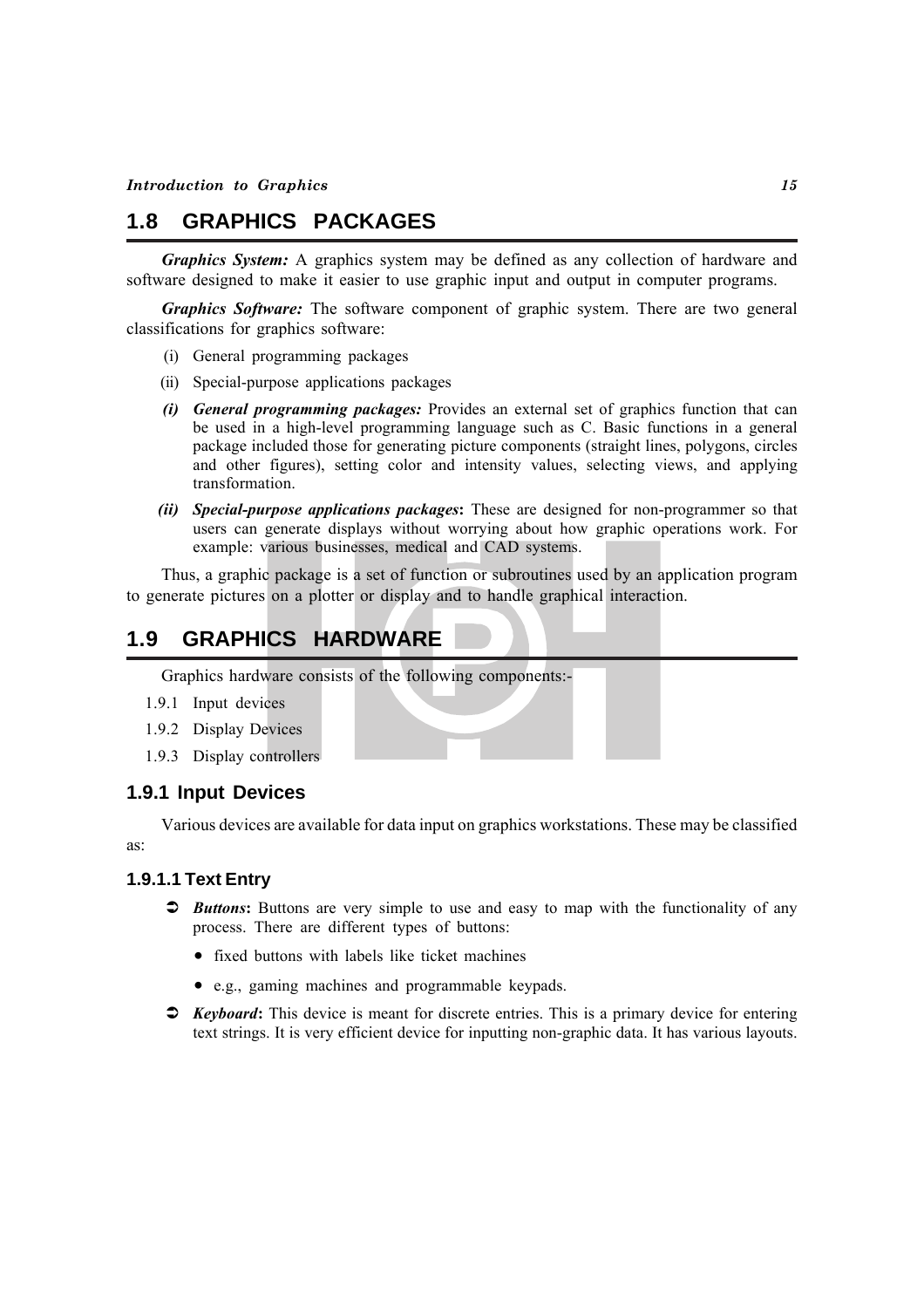## 1.8 GRAPHICS PACKAGES

***Graphics System:*** A graphics system may be defined as any collection of hardware and software designed to make it easier to use graphic input and output in computer programs.

***Graphics Software:*** The software component of graphic system. There are two general classifications for graphics software:

(i) General programming packages

(ii) Special-purpose applications packages

*(i)* ***General programming packages:*** Provides an external set of graphics function that can be used in a high-level programming language such as C. Basic functions in a general package included those for generating picture components (straight lines, polygons, circles and other figures), setting color and intensity values, selecting views, and applying transformation.

*(ii)* ***Special-purpose applications packages*****:** These are designed for non-programmer so that users can generate displays without worrying about how graphic operations work. For example: various businesses, medical and CAD systems.

Thus, a graphic package is a set of function or subroutines used by an application program to generate pictures on a plotter or display and to handle graphical interaction.

## 1.9 GRAPHICS HARDWARE

Graphics hardware consists of the following components:-

1.9.1 Input devices

1.9.2 Display Devices

1.9.3 Display controllers

### 1.9.1 Input Devices

Various devices are available for data input on graphics workstations. These may be classified as:

#### 1.9.1.1 Text Entry

- ***Buttons*****:** Buttons are very simple to use and easy to map with the functionality of any process. There are different types of buttons:
  - fixed buttons with labels like ticket machines
  - e.g., gaming machines and programmable keypads.
- ***Keyboard*****:** This device is meant for discrete entries. This is a primary device for entering text strings. It is very efficient device for inputting non-graphic data. It has various layouts.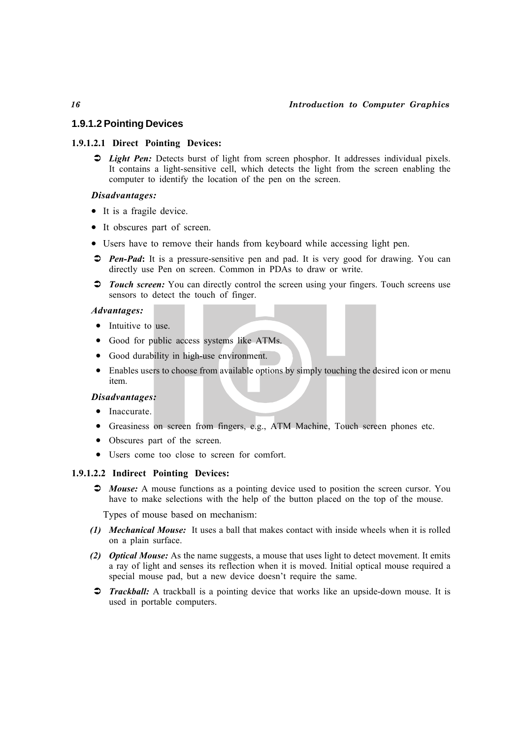### 1.9.1.2 Pointing Devices

#### 1.9.1.2.1 Direct Pointing Devices:

- ➲ ***Light Pen:*** Detects burst of light from screen phosphor. It addresses individual pixels. It contains a light-sensitive cell, which detects the light from the screen enabling the computer to identify the location of the pen on the screen.

***Disadvantages:***

- It is a fragile device.
- It obscures part of screen.
- Users have to remove their hands from keyboard while accessing light pen.

- ➲ ***Pen-Pad*:** It is a pressure-sensitive pen and pad. It is very good for drawing. You can directly use Pen on screen. Common in PDAs to draw or write.
- ➲ ***Touch screen:*** You can directly control the screen using your fingers. Touch screens use sensors to detect the touch of finger.

***Advantages:***

- Intuitive to use.
- Good for public access systems like ATMs.
- Good durability in high-use environment.
- Enables users to choose from available options by simply touching the desired icon or menu item.

***Disadvantages:***

- Inaccurate.
- Greasiness on screen from fingers, e.g., ATM Machine, Touch screen phones etc.
- Obscures part of the screen.
- Users come too close to screen for comfort.

#### 1.9.1.2.2 Indirect Pointing Devices:

- ➲ ***Mouse:*** A mouse functions as a pointing device used to position the screen cursor. You have to make selections with the help of the button placed on the top of the mouse.

  Types of mouse based on mechanism:

  ***(1) Mechanical Mouse:*** It uses a ball that makes contact with inside wheels when it is rolled on a plain surface.

  ***(2) Optical Mouse:*** As the name suggests, a mouse that uses light to detect movement. It emits a ray of light and senses its reflection when it is moved. Initial optical mouse required a special mouse pad, but a new device doesn't require the same.

- ➲ ***Trackball:*** A trackball is a pointing device that works like an upside-down mouse. It is used in portable computers.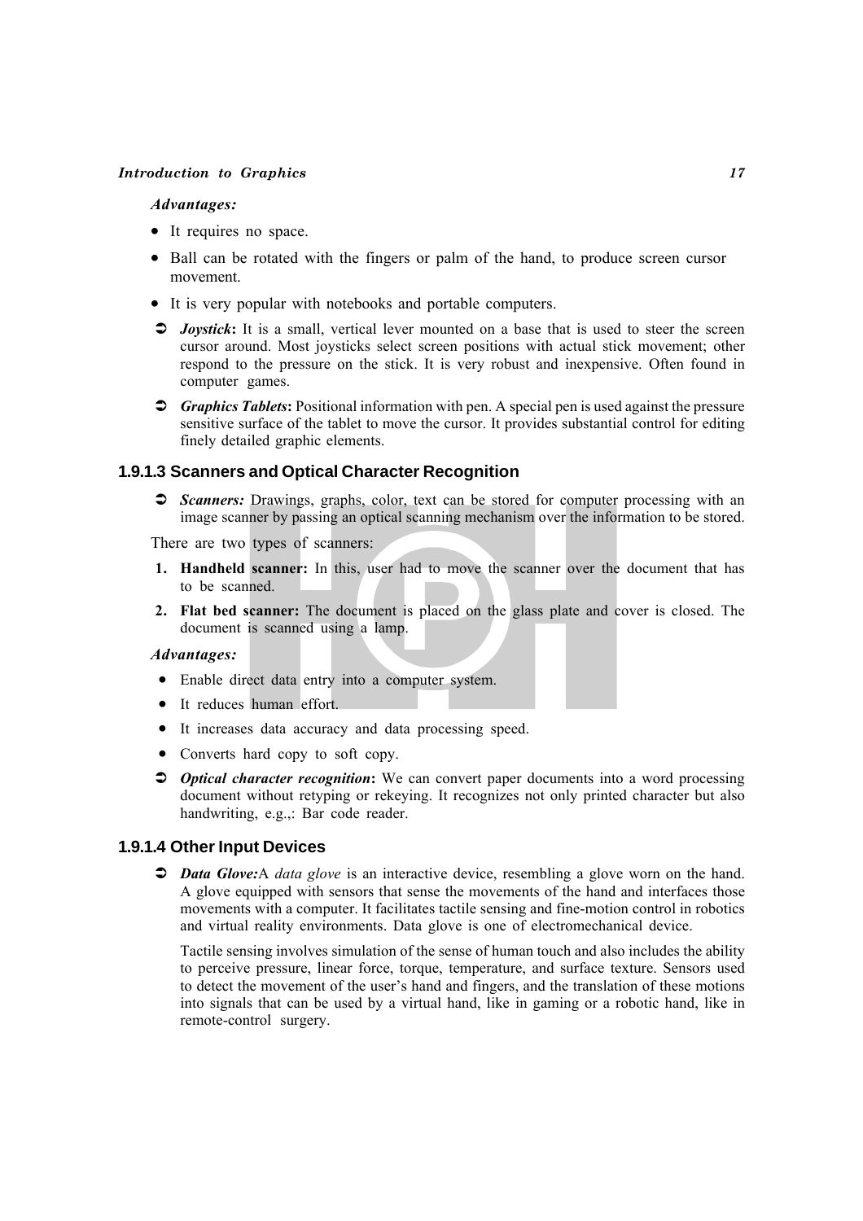*Advantages:*

- It requires no space.
- Ball can be rotated with the fingers or palm of the hand, to produce screen cursor movement.
- It is very popular with notebooks and portable computers.

➲ ***Joystick*:** It is a small, vertical lever mounted on a base that is used to steer the screen cursor around. Most joysticks select screen positions with actual stick movement; other respond to the pressure on the stick. It is very robust and inexpensive. Often found in computer games.

➲ ***Graphics Tablets*:** Positional information with pen. A special pen is used against the pressure sensitive surface of the tablet to move the cursor. It provides substantial control for editing finely detailed graphic elements.

### 1.9.1.3 Scanners and Optical Character Recognition

➲ ***Scanners:*** Drawings, graphs, color, text can be stored for computer processing with an image scanner by passing an optical scanning mechanism over the information to be stored.

There are two types of scanners:

1. **Handheld scanner:** In this, user had to move the scanner over the document that has to be scanned.
2. **Flat bed scanner:** The document is placed on the glass plate and cover is closed. The document is scanned using a lamp.

*Advantages:*

- Enable direct data entry into a computer system.
- It reduces human effort.
- It increases data accuracy and data processing speed.
- Converts hard copy to soft copy.

➲ ***Optical character recognition*:** We can convert paper documents into a word processing document without retyping or rekeying. It recognizes not only printed character but also handwriting, e.g.,: Bar code reader.

### 1.9.1.4 Other Input Devices

➲ ***Data Glove:***A *data glove* is an interactive device, resembling a glove worn on the hand. A glove equipped with sensors that sense the movements of the hand and interfaces those movements with a computer. It facilitates tactile sensing and fine-motion control in robotics and virtual reality environments. Data glove is one of electromechanical device.

Tactile sensing involves simulation of the sense of human touch and also includes the ability to perceive pressure, linear force, torque, temperature, and surface texture. Sensors used to detect the movement of the user's hand and fingers, and the translation of these motions into signals that can be used by a virtual hand, like in gaming or a robotic hand, like in remote-control surgery.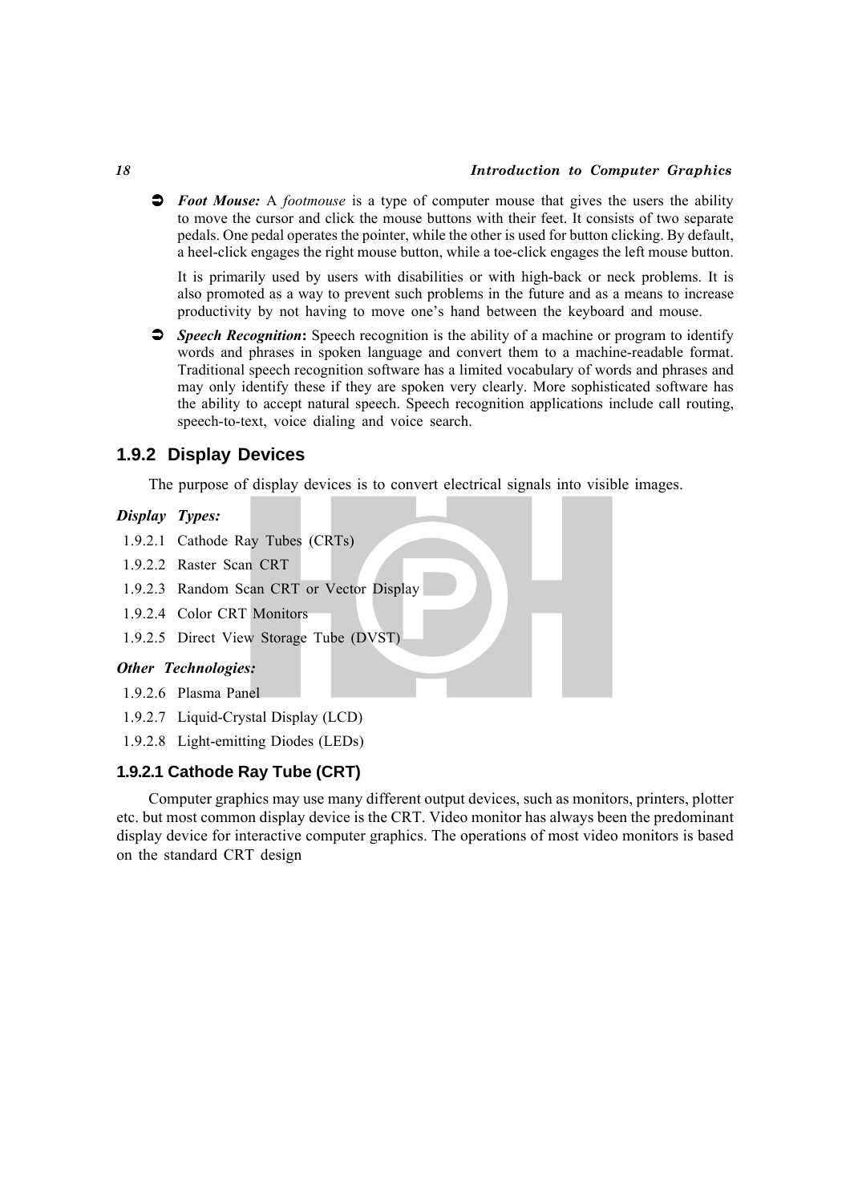- ***Foot Mouse:*** A *footmouse* is a type of computer mouse that gives the users the ability to move the cursor and click the mouse buttons with their feet. It consists of two separate pedals. One pedal operates the pointer, while the other is used for button clicking. By default, a heel-click engages the right mouse button, while a toe-click engages the left mouse button.

  It is primarily used by users with disabilities or with high-back or neck problems. It is also promoted as a way to prevent such problems in the future and as a means to increase productivity by not having to move one's hand between the keyboard and mouse.

- ***Speech Recognition*****:** Speech recognition is the ability of a machine or program to identify words and phrases in spoken language and convert them to a machine-readable format. Traditional speech recognition software has a limited vocabulary of words and phrases and may only identify these if they are spoken very clearly. More sophisticated software has the ability to accept natural speech. Speech recognition applications include call routing, speech-to-text, voice dialing and voice search.

## 1.9.2 Display Devices

The purpose of display devices is to convert electrical signals into visible images.

***Display Types:***

1.9.2.1 Cathode Ray Tubes (CRTs)

1.9.2.2 Raster Scan CRT

1.9.2.3 Random Scan CRT or Vector Display

1.9.2.4 Color CRT Monitors

1.9.2.5 Direct View Storage Tube (DVST)

***Other Technologies:***

1.9.2.6 Plasma Panel

1.9.2.7 Liquid-Crystal Display (LCD)

1.9.2.8 Light-emitting Diodes (LEDs)

### 1.9.2.1 Cathode Ray Tube (CRT)

Computer graphics may use many different output devices, such as monitors, printers, plotter etc. but most common display device is the CRT. Video monitor has always been the predominant display device for interactive computer graphics. The operations of most video monitors is based on the standard CRT design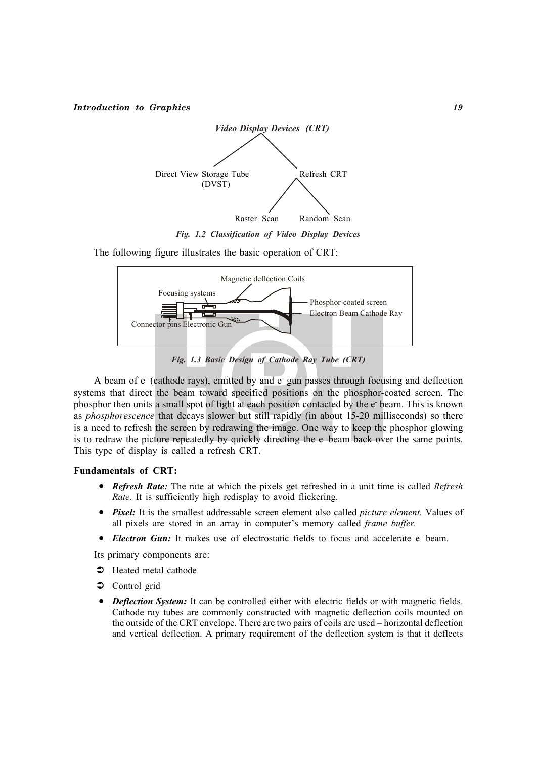Video Display Devices (CRT)

- Direct View Storage Tube (DVST)
- Refresh CRT
  - Raster Scan
  - Random Scan

*Fig. 1.2 Classification of Video Display Devices*

The following figure illustrates the basic operation of CRT:

Magnetic deflection Coils
Focusing systems
Phosphor-coated screen
Electron Beam Cathode Ray
Connector pins Electronic Gun

*Fig. 1.3 Basic Design of Cathode Ray Tube (CRT)*

A beam of $e^-$ (cathode rays), emitted by and $e^-$ gun passes through focusing and deflection systems that direct the beam toward specified positions on the phosphor-coated screen. The phosphor then units a small spot of light at each position contacted by the $e^-$ beam. This is known as *phosphorescence* that decays slower but still rapidly (in about 15-20 milliseconds) so there is a need to refresh the screen by redrawing the image. One way to keep the phosphor glowing is to redraw the picture repeatedly by quickly directing the $e^-$ beam back over the same points. This type of display is called a refresh CRT.

**Fundamentals of CRT:**

- ***Refresh Rate:*** The rate at which the pixels get refreshed in a unit time is called *Refresh Rate.* It is sufficiently high redisplay to avoid flickering.
- ***Pixel:*** It is the smallest addressable screen element also called *picture element.* Values of all pixels are stored in an array in computer's memory called *frame buffer.*
- ***Electron Gun:*** It makes use of electrostatic fields to focus and accelerate $e^-$ beam.

Its primary components are:

- Heated metal cathode
- Control grid

- ***Deflection System:*** It can be controlled either with electric fields or with magnetic fields. Cathode ray tubes are commonly constructed with magnetic deflection coils mounted on the outside of the CRT envelope. There are two pairs of coils are used – horizontal deflection and vertical deflection. A primary requirement of the deflection system is that it deflects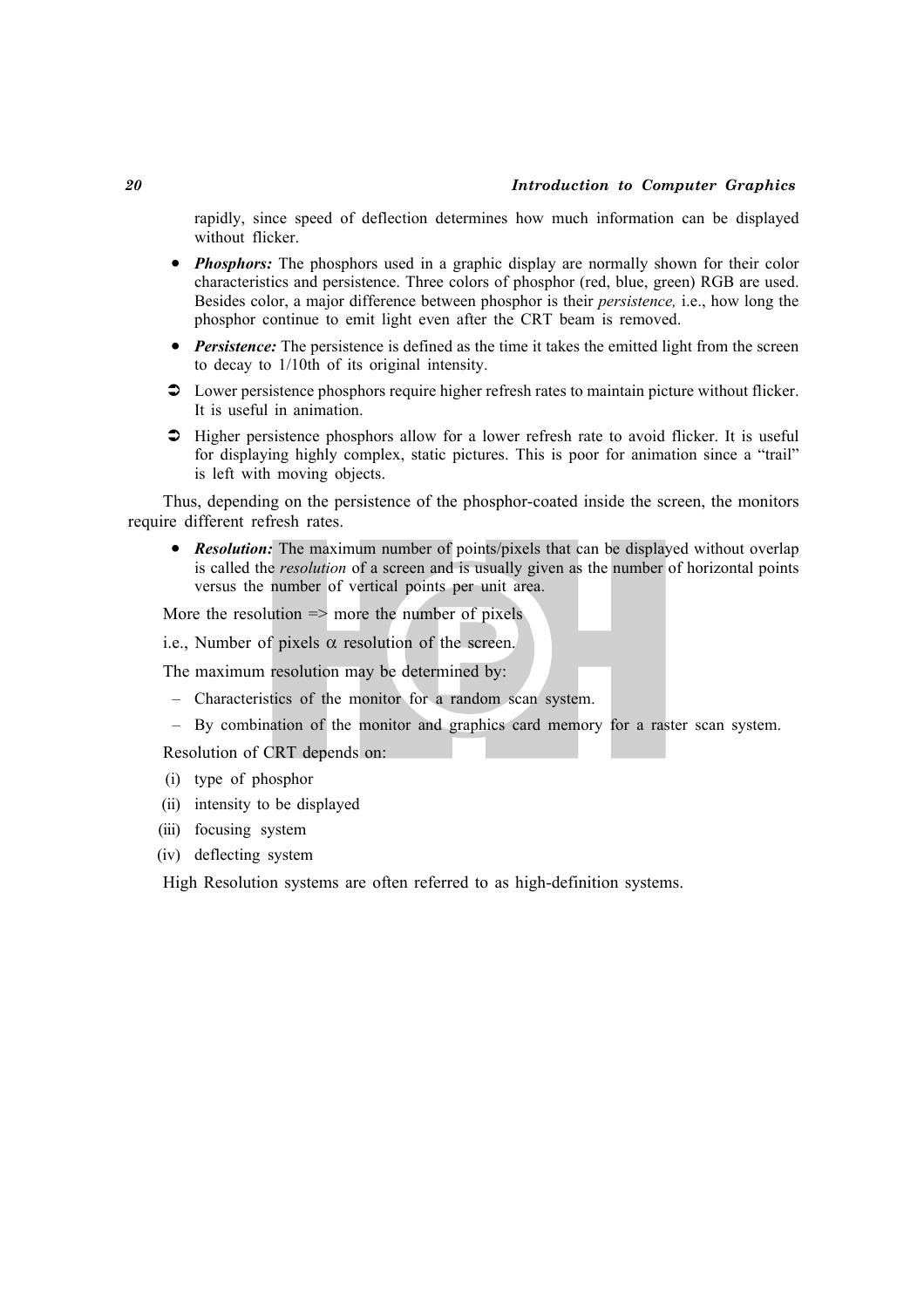rapidly, since speed of deflection determines how much information can be displayed without flicker.

- ***Phosphors:*** The phosphors used in a graphic display are normally shown for their color characteristics and persistence. Three colors of phosphor (red, blue, green) RGB are used. Besides color, a major difference between phosphor is their *persistence,* i.e., how long the phosphor continue to emit light even after the CRT beam is removed.
- ***Persistence:*** The persistence is defined as the time it takes the emitted light from the screen to decay to 1/10th of its original intensity.

➲ Lower persistence phosphors require higher refresh rates to maintain picture without flicker. It is useful in animation.

➲ Higher persistence phosphors allow for a lower refresh rate to avoid flicker. It is useful for displaying highly complex, static pictures. This is poor for animation since a "trail" is left with moving objects.

Thus, depending on the persistence of the phosphor-coated inside the screen, the monitors require different refresh rates.

- ***Resolution:*** The maximum number of points/pixels that can be displayed without overlap is called the *resolution* of a screen and is usually given as the number of horizontal points versus the number of vertical points per unit area.

More the resolution => more the number of pixels

i.e., Number of pixels $\alpha$ resolution of the screen.

The maximum resolution may be determined by:

- Characteristics of the monitor for a random scan system.
- By combination of the monitor and graphics card memory for a raster scan system.

Resolution of CRT depends on:

(i) type of phosphor

(ii) intensity to be displayed

(iii) focusing system

(iv) deflecting system

High Resolution systems are often referred to as high-definition systems.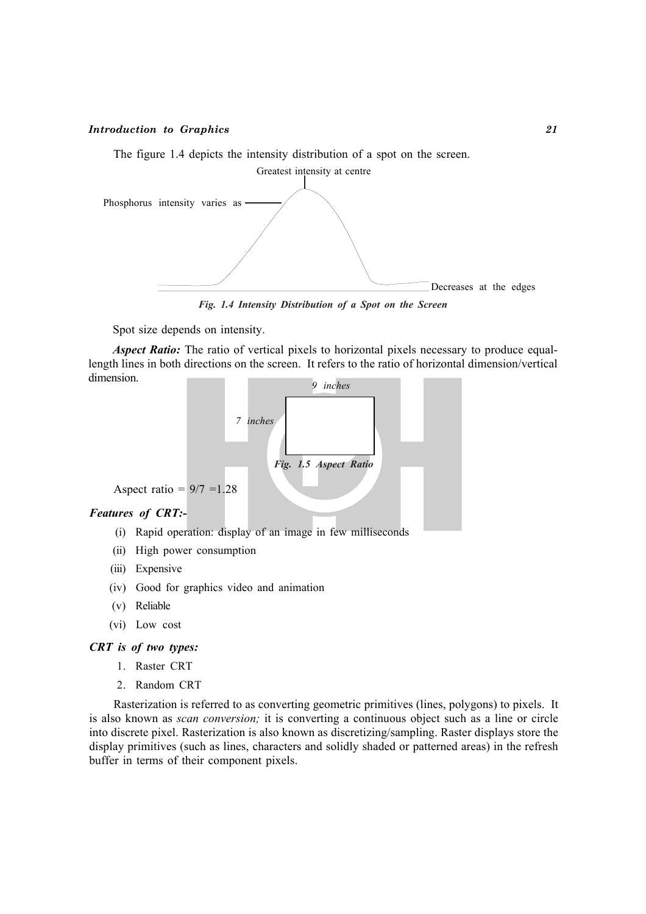The figure 1.4 depicts the intensity distribution of a spot on the screen.

Greatest intensity at centre

Phosphorus intensity varies as

Decreases at the edges

***Fig. 1.4 Intensity Distribution of a Spot on the Screen***

Spot size depends on intensity.

***Aspect Ratio:*** The ratio of vertical pixels to horizontal pixels necessary to produce equal-length lines in both directions on the screen. It refers to the ratio of horizontal dimension/vertical dimension.

*9 inches*

*7 inches*

***Fig. 1.5 Aspect Ratio***

Aspect ratio = 9/7 =1.28

***Features of CRT:-***

(i) Rapid operation: display of an image in few milliseconds

(ii) High power consumption

(iii) Expensive

(iv) Good for graphics video and animation

(v) Reliable

(vi) Low cost

***CRT is of two types:***

1. Raster CRT
2. Random CRT

Rasterization is referred to as converting geometric primitives (lines, polygons) to pixels. It is also known as *scan conversion;* it is converting a continuous object such as a line or circle into discrete pixel. Rasterization is also known as discretizing/sampling. Raster displays store the display primitives (such as lines, characters and solidly shaded or patterned areas) in the refresh buffer in terms of their component pixels.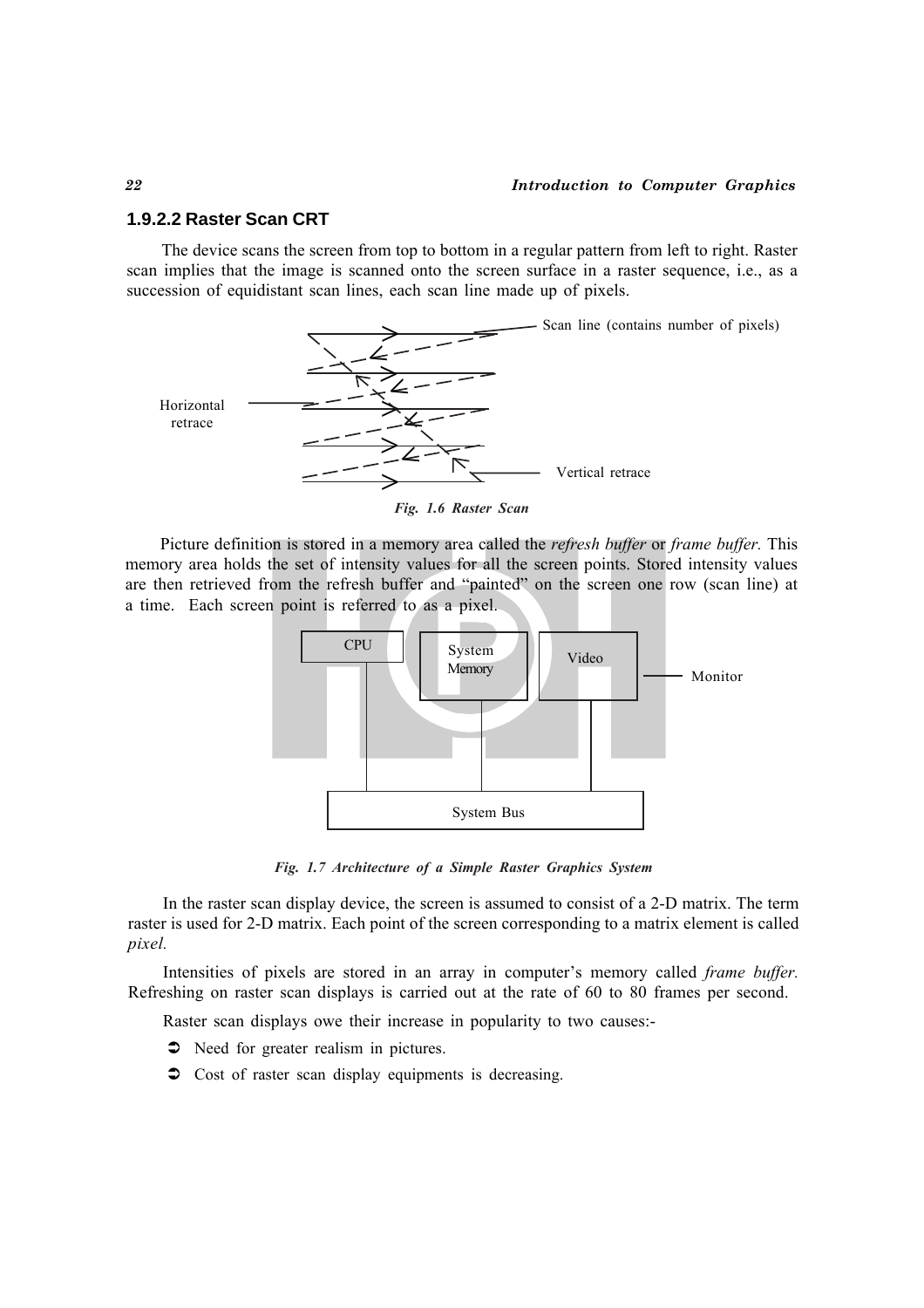### 1.9.2.2 Raster Scan CRT

The device scans the screen from top to bottom in a regular pattern from left to right. Raster scan implies that the image is scanned onto the screen surface in a raster sequence, i.e., as a succession of equidistant scan lines, each scan line made up of pixels.

Scan line (contains number of pixels)

Horizontal retrace

Vertical retrace

***Fig. 1.6 Raster Scan***

Picture definition is stored in a memory area called the *refresh buffer* or *frame buffer.* This memory area holds the set of intensity values for all the screen points. Stored intensity values are then retrieved from the refresh buffer and "painted" on the screen one row (scan line) at a time. Each screen point is referred to as a pixel.

CPU

System Memory

Video

Monitor

System Bus

***Fig. 1.7 Architecture of a Simple Raster Graphics System***

In the raster scan display device, the screen is assumed to consist of a 2-D matrix. The term raster is used for 2-D matrix. Each point of the screen corresponding to a matrix element is called *pixel.*

Intensities of pixels are stored in an array in computer's memory called *frame buffer.* Refreshing on raster scan displays is carried out at the rate of 60 to 80 frames per second.

Raster scan displays owe their increase in popularity to two causes:-

- Need for greater realism in pictures.
- Cost of raster scan display equipments is decreasing.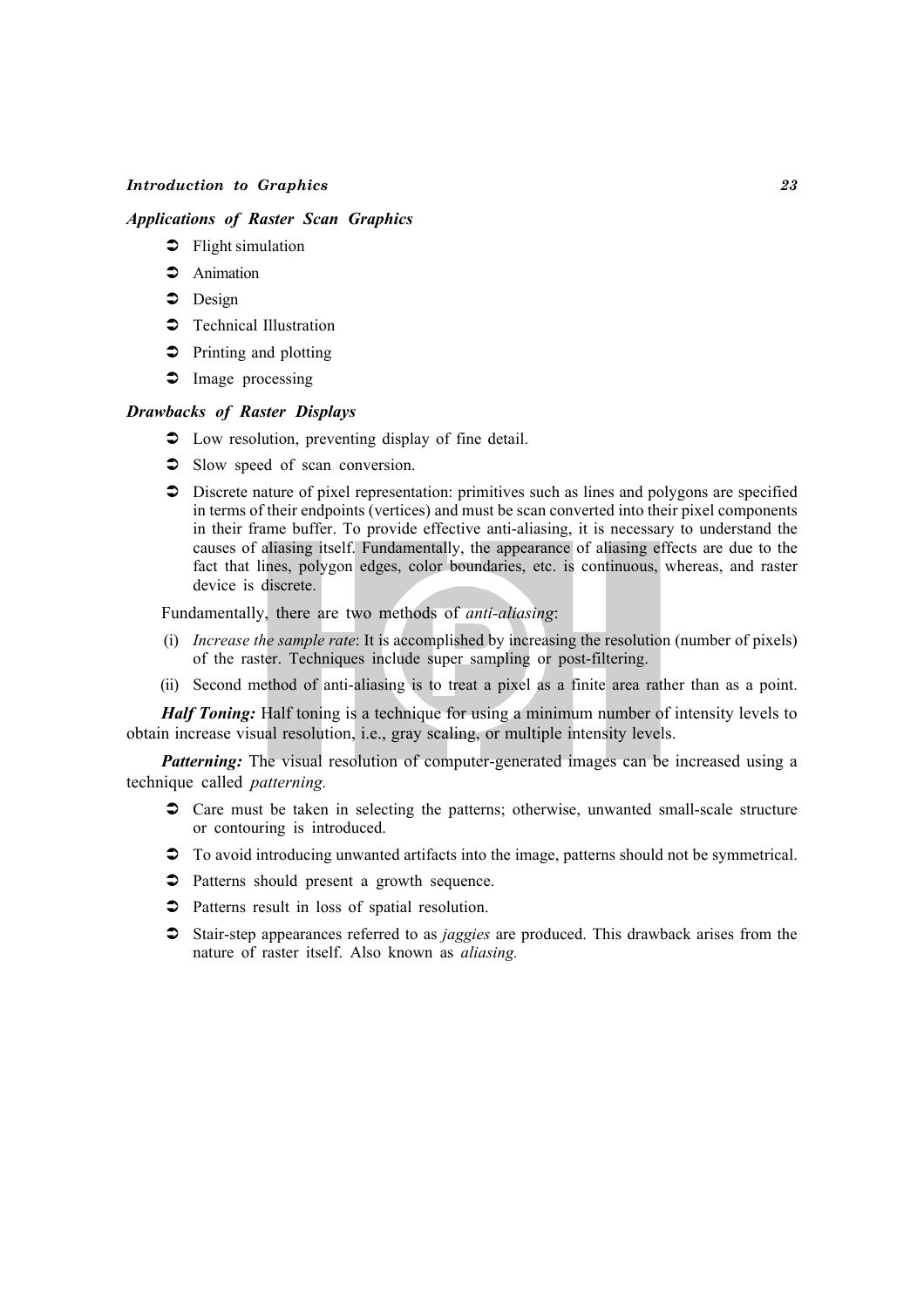### *Applications of Raster Scan Graphics*

- Flight simulation
- Animation
- Design
- Technical Illustration
- Printing and plotting
- Image processing

### *Drawbacks of Raster Displays*

- Low resolution, preventing display of fine detail.
- Slow speed of scan conversion.
- Discrete nature of pixel representation: primitives such as lines and polygons are specified in terms of their endpoints (vertices) and must be scan converted into their pixel components in their frame buffer. To provide effective anti-aliasing, it is necessary to understand the causes of aliasing itself. Fundamentally, the appearance of aliasing effects are due to the fact that lines, polygon edges, color boundaries, etc. is continuous, whereas, and raster device is discrete.

Fundamentally, there are two methods of *anti-aliasing*:

(i) *Increase the sample rate*: It is accomplished by increasing the resolution (number of pixels) of the raster. Techniques include super sampling or post-filtering.

(ii) Second method of anti-aliasing is to treat a pixel as a finite area rather than as a point.

***Half Toning:*** Half toning is a technique for using a minimum number of intensity levels to obtain increase visual resolution, i.e., gray scaling, or multiple intensity levels.

***Patterning:*** The visual resolution of computer-generated images can be increased using a technique called *patterning.*

- Care must be taken in selecting the patterns; otherwise, unwanted small-scale structure or contouring is introduced.
- To avoid introducing unwanted artifacts into the image, patterns should not be symmetrical.
- Patterns should present a growth sequence.
- Patterns result in loss of spatial resolution.
- Stair-step appearances referred to as *jaggies* are produced. This drawback arises from the nature of raster itself. Also known as *aliasing.*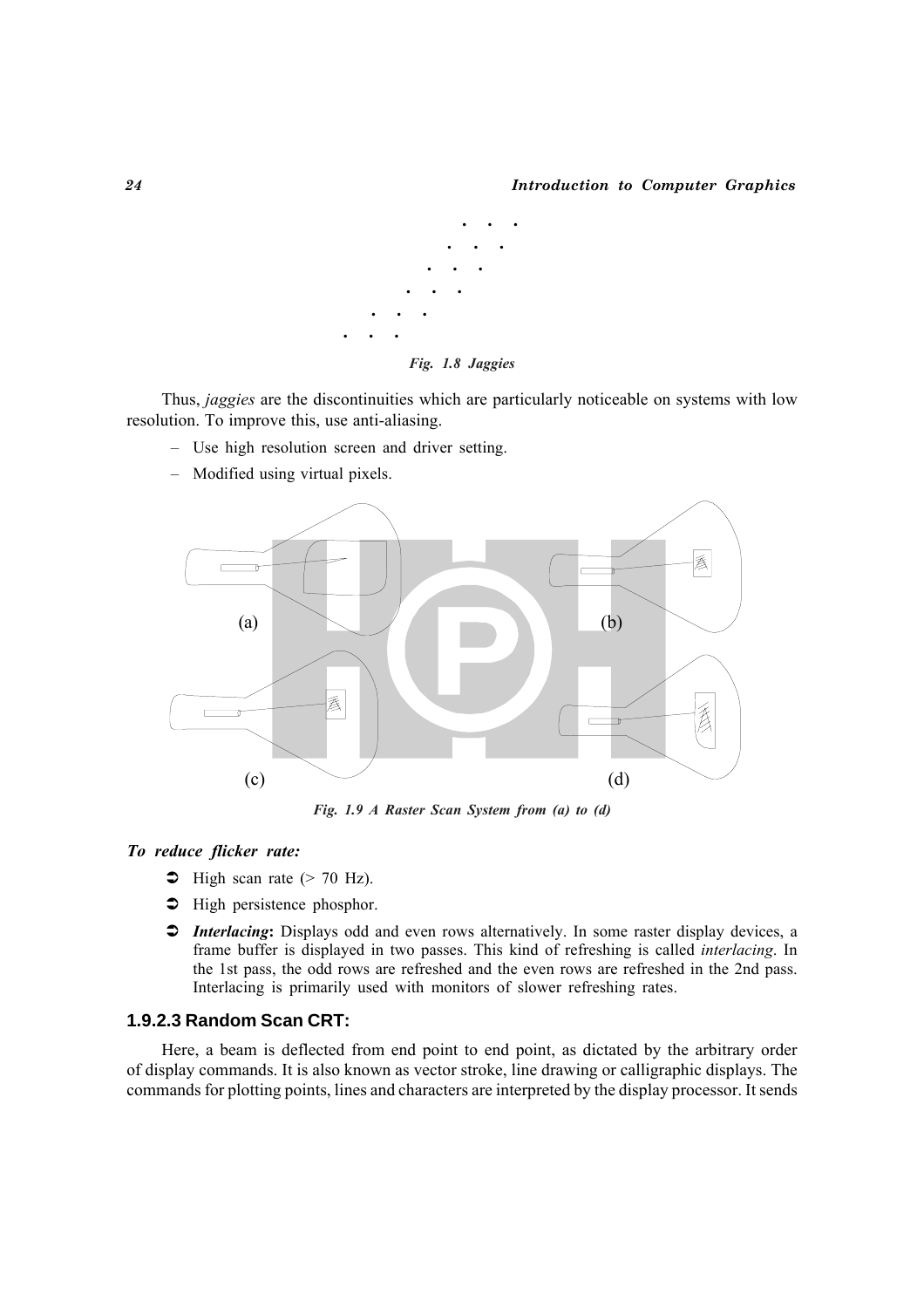*Fig. 1.8 Jaggies*

Thus, *jaggies* are the discontinuities which are particularly noticeable on systems with low resolution. To improve this, use anti-aliasing.

– Use high resolution screen and driver setting.

– Modified using virtual pixels.

(a) (b)

(c) (d)

*Fig. 1.9 A Raster Scan System from (a) to (d)*

***To reduce flicker rate:***

- High scan rate (> 70 Hz).
- High persistence phosphor.
- ***Interlacing*:** Displays odd and even rows alternatively. In some raster display devices, a frame buffer is displayed in two passes. This kind of refreshing is called *interlacing*. In the 1st pass, the odd rows are refreshed and the even rows are refreshed in the 2nd pass. Interlacing is primarily used with monitors of slower refreshing rates.

### 1.9.2.3 Random Scan CRT:

Here, a beam is deflected from end point to end point, as dictated by the arbitrary order of display commands. It is also known as vector stroke, line drawing or calligraphic displays. The commands for plotting points, lines and characters are interpreted by the display processor. It sends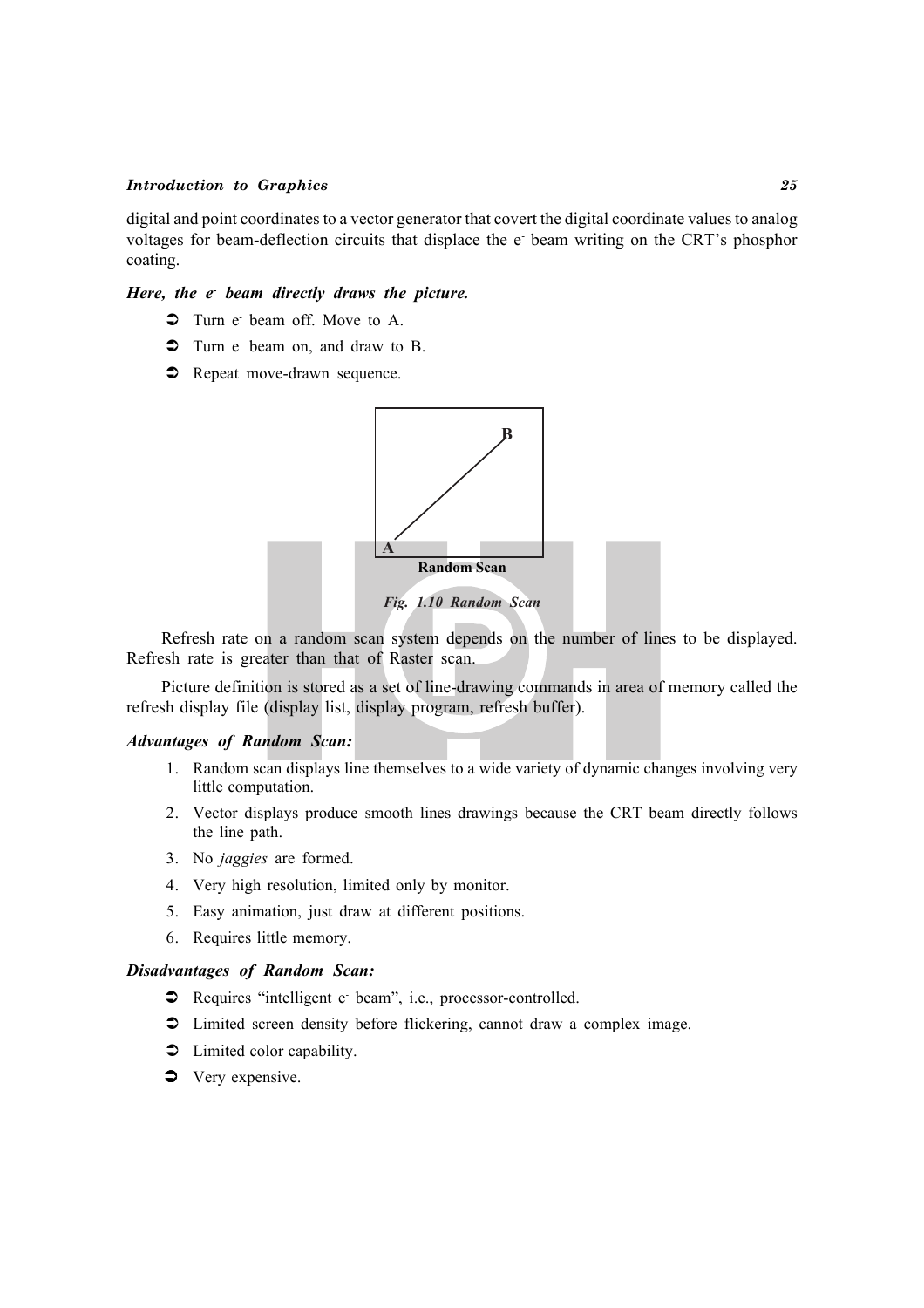digital and point coordinates to a vector generator that covert the digital coordinate values to analog voltages for beam-deflection circuits that displace the $e^-$ beam writing on the CRT's phosphor coating.

***Here, the $e^-$ beam directly draws the picture.***

- Turn $e^-$ beam off. Move to A.
- Turn $e^-$ beam on, and draw to B.
- Repeat move-drawn sequence.

**Random Scan**

*Fig. 1.10 Random Scan*

Refresh rate on a random scan system depends on the number of lines to be displayed. Refresh rate is greater than that of Raster scan.

Picture definition is stored as a set of line-drawing commands in area of memory called the refresh display file (display list, display program, refresh buffer).

***Advantages of Random Scan:***

1. Random scan displays line themselves to a wide variety of dynamic changes involving very little computation.
2. Vector displays produce smooth lines drawings because the CRT beam directly follows the line path.
3. No *jaggies* are formed.
4. Very high resolution, limited only by monitor.
5. Easy animation, just draw at different positions.
6. Requires little memory.

***Disadvantages of Random Scan:***

- Requires "intelligent $e^-$ beam", i.e., processor-controlled.
- Limited screen density before flickering, cannot draw a complex image.
- Limited color capability.
- Very expensive.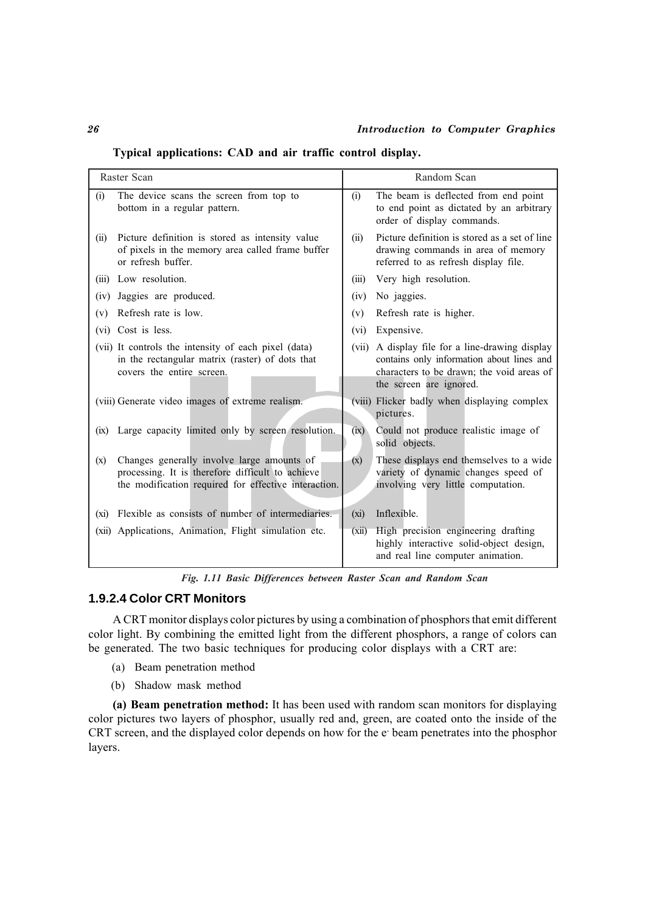**Typical applications: CAD and air traffic control display.**

| Raster Scan | Random Scan |
|---|---|
| (i) The device scans the screen from top to bottom in a regular pattern. | (i) The beam is deflected from end point to end point as dictated by an arbitrary order of display commands. |
| (ii) Picture definition is stored as intensity value of pixels in the memory area called frame buffer or refresh buffer. | (ii) Picture definition is stored as a set of line drawing commands in area of memory referred to as refresh display file. |
| (iii) Low resolution. | (iii) Very high resolution. |
| (iv) Jaggies are produced. | (iv) No jaggies. |
| (v) Refresh rate is low. | (v) Refresh rate is higher. |
| (vi) Cost is less. | (vi) Expensive. |
| (vii) It controls the intensity of each pixel (data) in the rectangular matrix (raster) of dots that covers the entire screen. | (vii) A display file for a line-drawing display contains only information about lines and characters to be drawn; the void areas of the screen are ignored. |
| (viii) Generate video images of extreme realism. | (viii) Flicker badly when displaying complex pictures. |
| (ix) Large capacity limited only by screen resolution. | (ix) Could not produce realistic image of solid objects. |
| (x) Changes generally involve large amounts of processing. It is therefore difficult to achieve the modification required for effective interaction. | (x) These displays end themselves to a wide variety of dynamic changes speed of involving very little computation. |
| (xi) Flexible as consists of number of intermediaries. | (xi) Inflexible. |
| (xii) Applications, Animation, Flight simulation etc. | (xii) High precision engineering drafting highly interactive solid-object design, and real line computer animation. |

*Fig. 1.11 Basic Differences between Raster Scan and Random Scan*

### 1.9.2.4 Color CRT Monitors

A CRT monitor displays color pictures by using a combination of phosphors that emit different color light. By combining the emitted light from the different phosphors, a range of colors can be generated. The two basic techniques for producing color displays with a CRT are:

(a) Beam penetration method

(b) Shadow mask method

**(a) Beam penetration method:** It has been used with random scan monitors for displaying color pictures two layers of phosphor, usually red and, green, are coated onto the inside of the CRT screen, and the displayed color depends on how for the $e^-$ beam penetrates into the phosphor layers.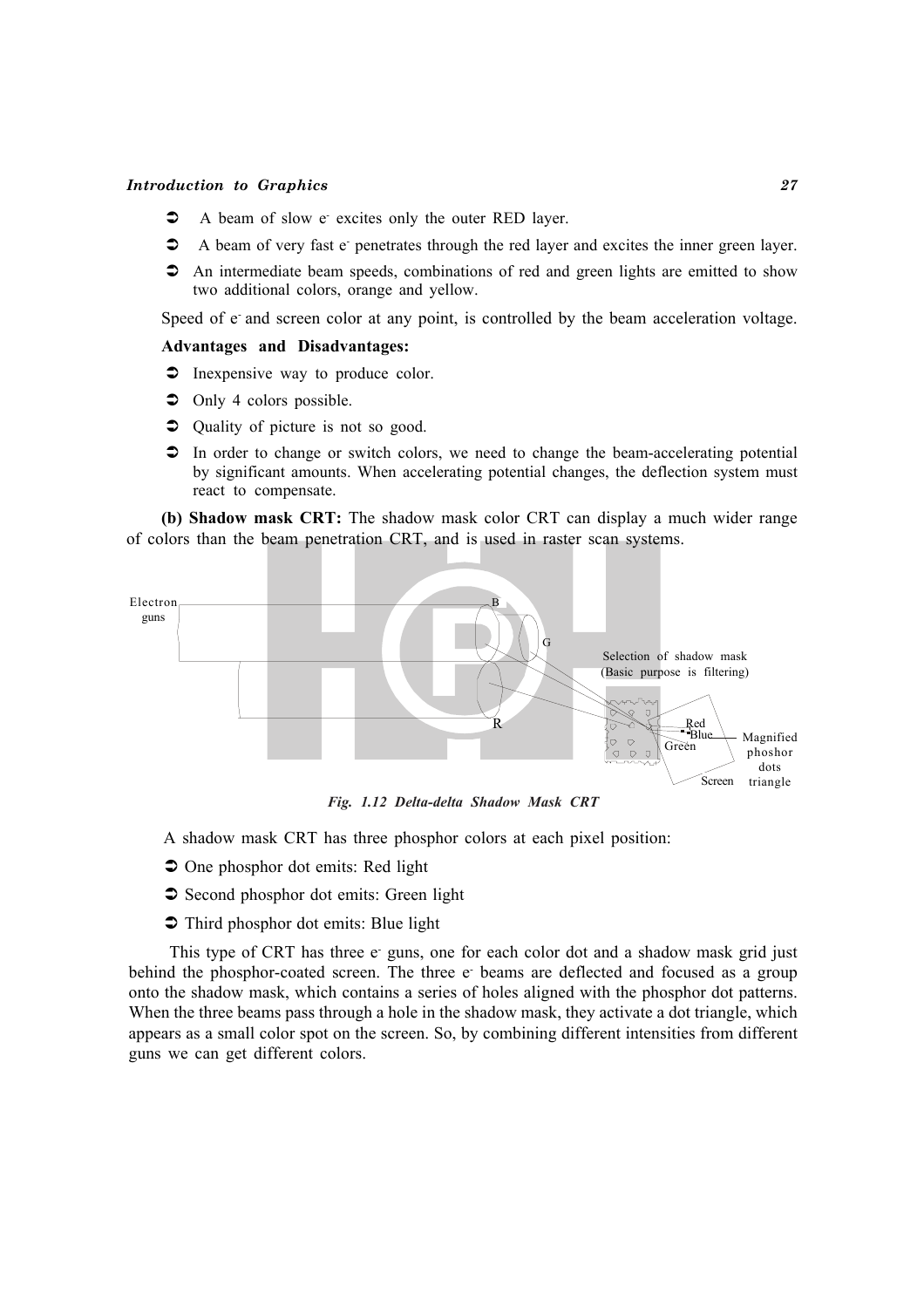- A beam of slow $e^-$ excites only the outer RED layer.
- A beam of very fast $e^-$ penetrates through the red layer and excites the inner green layer.
- An intermediate beam speeds, combinations of red and green lights are emitted to show two additional colors, orange and yellow.

Speed of $e^-$ and screen color at any point, is controlled by the beam acceleration voltage.

**Advantages and Disadvantages:**

- Inexpensive way to produce color.
- Only 4 colors possible.
- Quality of picture is not so good.
- In order to change or switch colors, we need to change the beam-accelerating potential by significant amounts. When accelerating potential changes, the deflection system must react to compensate.

**(b) Shadow mask CRT:** The shadow mask color CRT can display a much wider range of colors than the beam penetration CRT, and is used in raster scan systems.

*Fig. 1.12 Delta-delta Shadow Mask CRT*

A shadow mask CRT has three phosphor colors at each pixel position:

- One phosphor dot emits: Red light
- Second phosphor dot emits: Green light
- Third phosphor dot emits: Blue light

This type of CRT has three $e^-$ guns, one for each color dot and a shadow mask grid just behind the phosphor-coated screen. The three $e^-$ beams are deflected and focused as a group onto the shadow mask, which contains a series of holes aligned with the phosphor dot patterns. When the three beams pass through a hole in the shadow mask, they activate a dot triangle, which appears as a small color spot on the screen. So, by combining different intensities from different guns we can get different colors.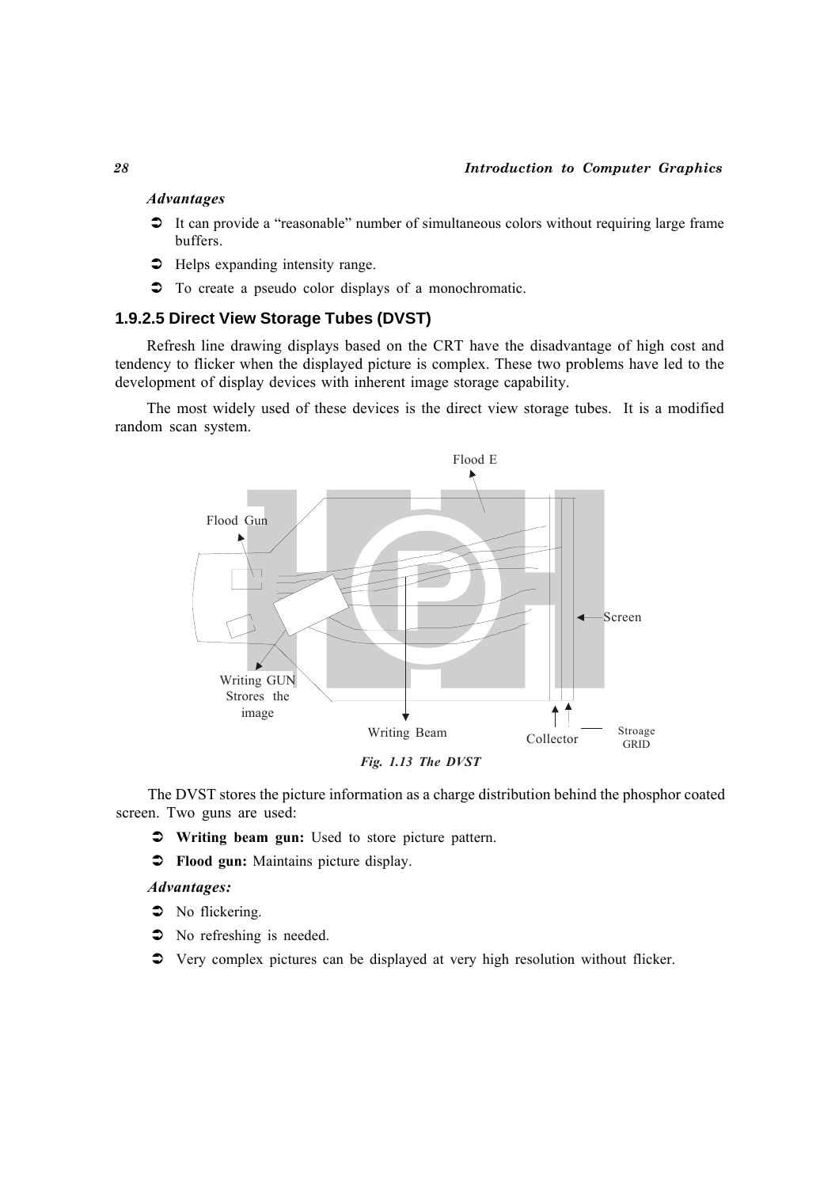*Advantages*

- It can provide a "reasonable" number of simultaneous colors without requiring large frame buffers.
- Helps expanding intensity range.
- To create a pseudo color displays of a monochromatic.

### 1.9.2.5 Direct View Storage Tubes (DVST)

Refresh line drawing displays based on the CRT have the disadvantage of high cost and tendency to flicker when the displayed picture is complex. These two problems have led to the development of display devices with inherent image storage capability.

The most widely used of these devices is the direct view storage tubes. It is a modified random scan system.

*Fig. 1.13 The DVST*

The DVST stores the picture information as a charge distribution behind the phosphor coated screen. Two guns are used:

- **Writing beam gun:** Used to store picture pattern.
- **Flood gun:** Maintains picture display.

*Advantages:*

- No flickering.
- No refreshing is needed.
- Very complex pictures can be displayed at very high resolution without flicker.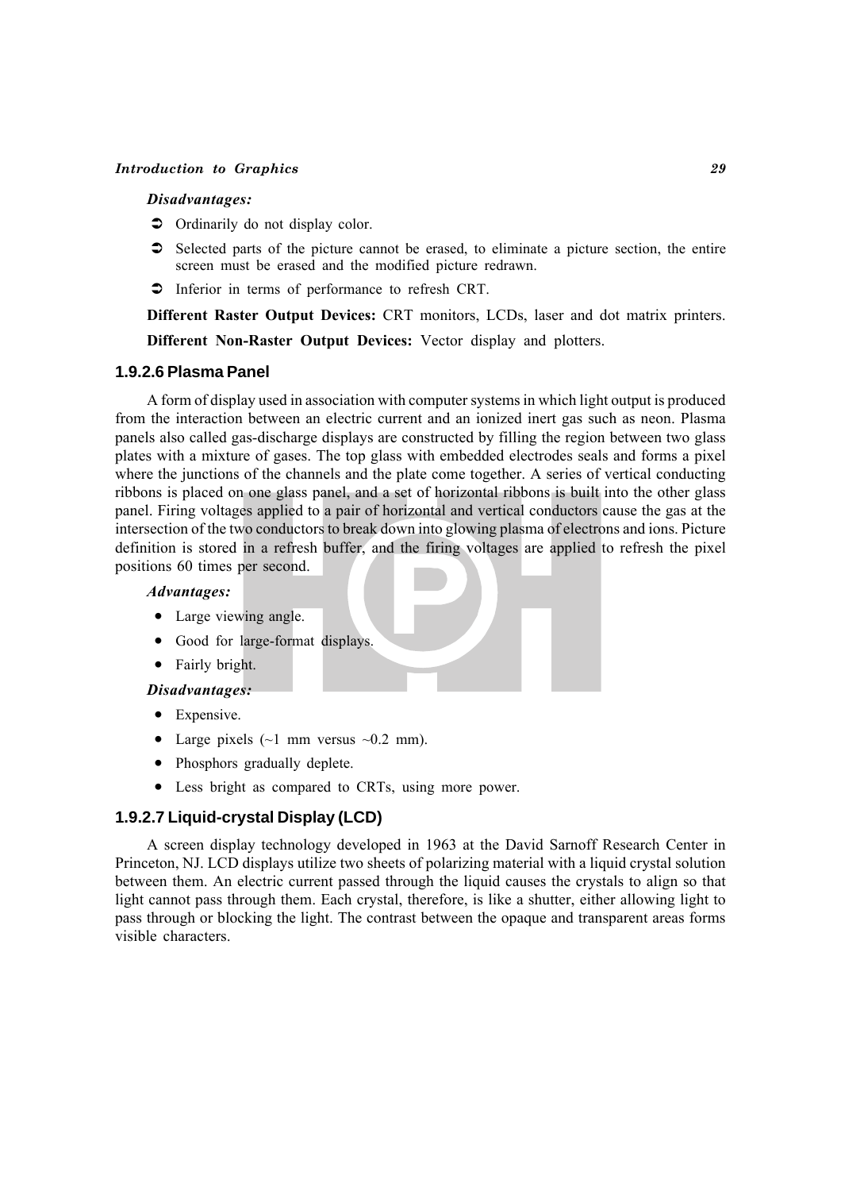*Disadvantages:*

- Ordinarily do not display color.
- Selected parts of the picture cannot be erased, to eliminate a picture section, the entire screen must be erased and the modified picture redrawn.
- Inferior in terms of performance to refresh CRT.

**Different Raster Output Devices:** CRT monitors, LCDs, laser and dot matrix printers.

**Different Non-Raster Output Devices:** Vector display and plotters.

### 1.9.2.6 Plasma Panel

A form of display used in association with computer systems in which light output is produced from the interaction between an electric current and an ionized inert gas such as neon. Plasma panels also called gas-discharge displays are constructed by filling the region between two glass plates with a mixture of gases. The top glass with embedded electrodes seals and forms a pixel where the junctions of the channels and the plate come together. A series of vertical conducting ribbons is placed on one glass panel, and a set of horizontal ribbons is built into the other glass panel. Firing voltages applied to a pair of horizontal and vertical conductors cause the gas at the intersection of the two conductors to break down into glowing plasma of electrons and ions. Picture definition is stored in a refresh buffer, and the firing voltages are applied to refresh the pixel positions 60 times per second.

*Advantages:*

- Large viewing angle.
- Good for large-format displays.
- Fairly bright.

*Disadvantages:*

- Expensive.
- Large pixels (~1 mm versus ~0.2 mm).
- Phosphors gradually deplete.
- Less bright as compared to CRTs, using more power.

### 1.9.2.7 Liquid-crystal Display (LCD)

A screen display technology developed in 1963 at the David Sarnoff Research Center in Princeton, NJ. LCD displays utilize two sheets of polarizing material with a liquid crystal solution between them. An electric current passed through the liquid causes the crystals to align so that light cannot pass through them. Each crystal, therefore, is like a shutter, either allowing light to pass through or blocking the light. The contrast between the opaque and transparent areas forms visible characters.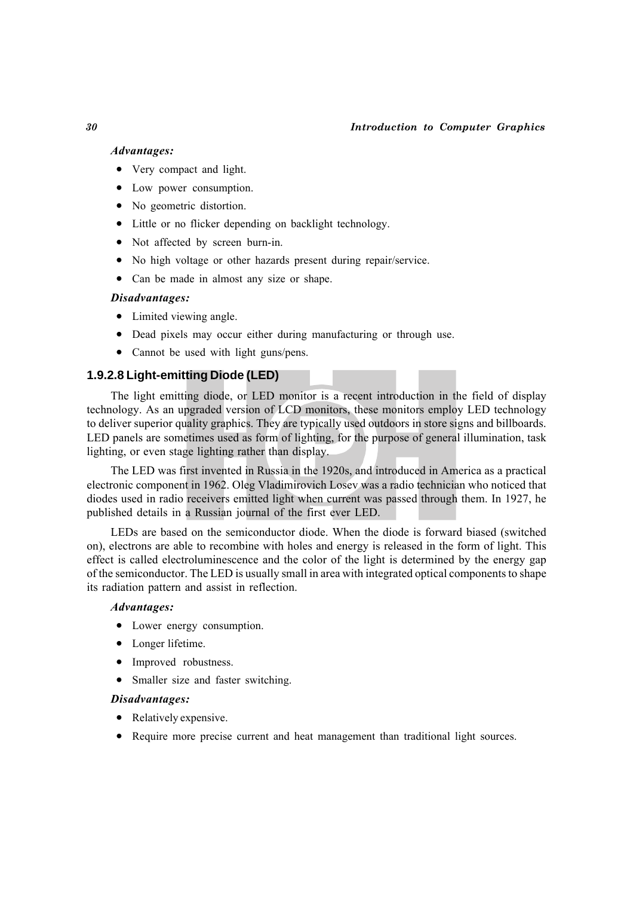*Advantages:*

- Very compact and light.
- Low power consumption.
- No geometric distortion.
- Little or no flicker depending on backlight technology.
- Not affected by screen burn-in.
- No high voltage or other hazards present during repair/service.
- Can be made in almost any size or shape.

*Disadvantages:*

- Limited viewing angle.
- Dead pixels may occur either during manufacturing or through use.
- Cannot be used with light guns/pens.

### 1.9.2.8 Light-emitting Diode (LED)

The light emitting diode, or LED monitor is a recent introduction in the field of display technology. As an upgraded version of LCD monitors, these monitors employ LED technology to deliver superior quality graphics. They are typically used outdoors in store signs and billboards. LED panels are sometimes used as form of lighting, for the purpose of general illumination, task lighting, or even stage lighting rather than display.

The LED was first invented in Russia in the 1920s, and introduced in America as a practical electronic component in 1962. Oleg Vladimirovich Losev was a radio technician who noticed that diodes used in radio receivers emitted light when current was passed through them. In 1927, he published details in a Russian journal of the first ever LED.

LEDs are based on the semiconductor diode. When the diode is forward biased (switched on), electrons are able to recombine with holes and energy is released in the form of light. This effect is called electroluminescence and the color of the light is determined by the energy gap of the semiconductor. The LED is usually small in area with integrated optical components to shape its radiation pattern and assist in reflection.

*Advantages:*

- Lower energy consumption.
- Longer lifetime.
- Improved robustness.
- Smaller size and faster switching.

*Disadvantages:*

- Relatively expensive.
- Require more precise current and heat management than traditional light sources.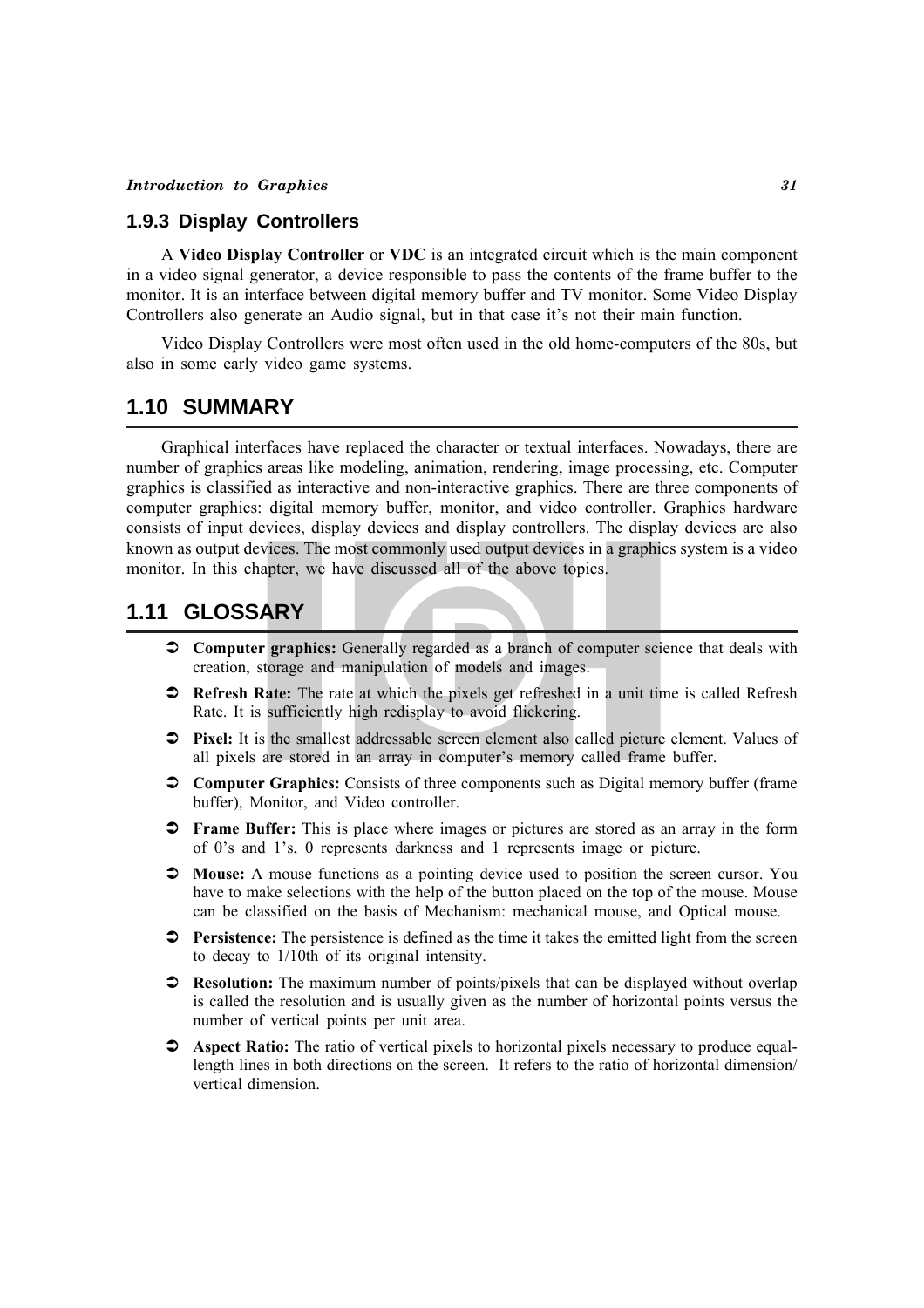### 1.9.3 Display Controllers

A **Video Display Controller** or **VDC** is an integrated circuit which is the main component in a video signal generator, a device responsible to pass the contents of the frame buffer to the monitor. It is an interface between digital memory buffer and TV monitor. Some Video Display Controllers also generate an Audio signal, but in that case it's not their main function.

Video Display Controllers were most often used in the old home-computers of the 80s, but also in some early video game systems.

## 1.10 SUMMARY

Graphical interfaces have replaced the character or textual interfaces. Nowadays, there are number of graphics areas like modeling, animation, rendering, image processing, etc. Computer graphics is classified as interactive and non-interactive graphics. There are three components of computer graphics: digital memory buffer, monitor, and video controller. Graphics hardware consists of input devices, display devices and display controllers. The display devices are also known as output devices. The most commonly used output devices in a graphics system is a video monitor. In this chapter, we have discussed all of the above topics.

## 1.11 GLOSSARY

- **Computer graphics:** Generally regarded as a branch of computer science that deals with creation, storage and manipulation of models and images.
- **Refresh Rate:** The rate at which the pixels get refreshed in a unit time is called Refresh Rate. It is sufficiently high redisplay to avoid flickering.
- **Pixel:** It is the smallest addressable screen element also called picture element. Values of all pixels are stored in an array in computer's memory called frame buffer.
- **Computer Graphics:** Consists of three components such as Digital memory buffer (frame buffer), Monitor, and Video controller.
- **Frame Buffer:** This is place where images or pictures are stored as an array in the form of 0's and 1's, 0 represents darkness and 1 represents image or picture.
- **Mouse:** A mouse functions as a pointing device used to position the screen cursor. You have to make selections with the help of the button placed on the top of the mouse. Mouse can be classified on the basis of Mechanism: mechanical mouse, and Optical mouse.
- **Persistence:** The persistence is defined as the time it takes the emitted light from the screen to decay to 1/10th of its original intensity.
- **Resolution:** The maximum number of points/pixels that can be displayed without overlap is called the resolution and is usually given as the number of horizontal points versus the number of vertical points per unit area.
- **Aspect Ratio:** The ratio of vertical pixels to horizontal pixels necessary to produce equal-length lines in both directions on the screen. It refers to the ratio of horizontal dimension/ vertical dimension.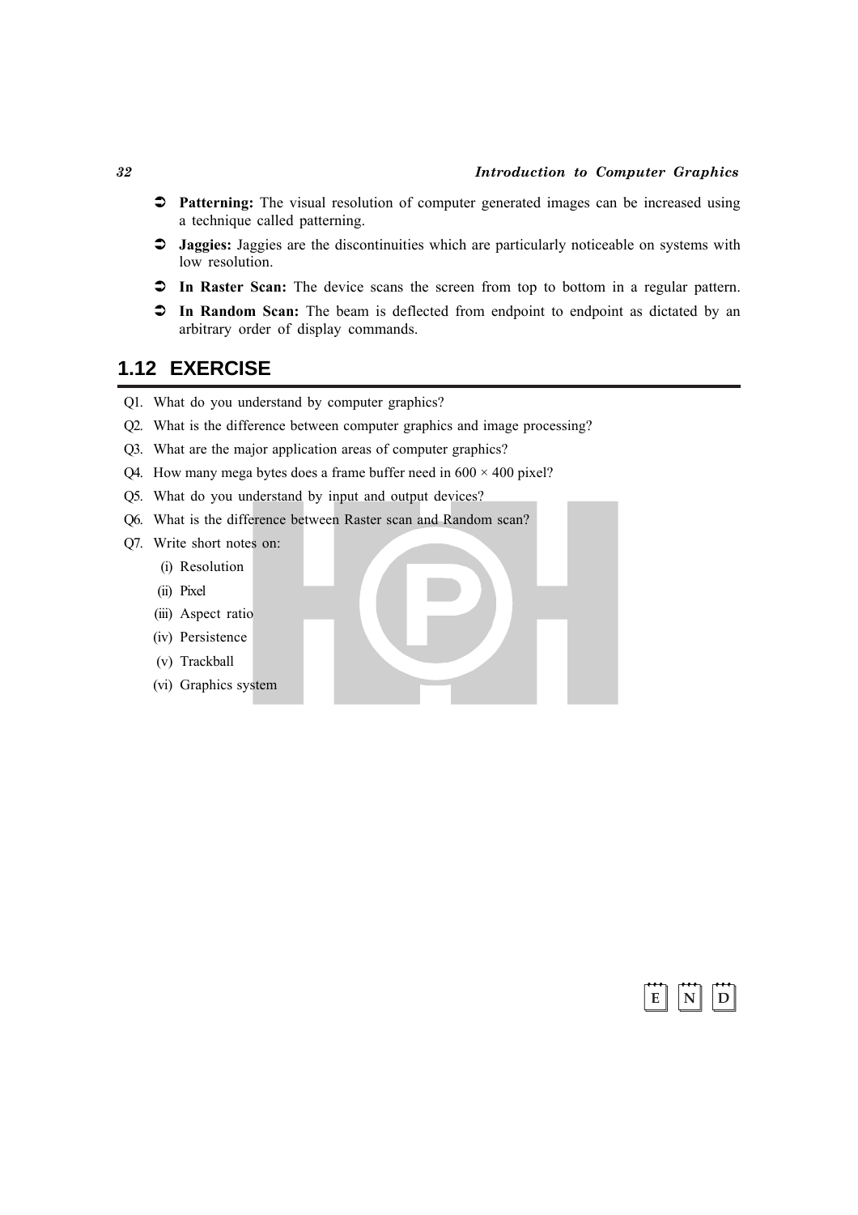- **Patterning:** The visual resolution of computer generated images can be increased using a technique called patterning.
- **Jaggies:** Jaggies are the discontinuities which are particularly noticeable on systems with low resolution.
- **In Raster Scan:** The device scans the screen from top to bottom in a regular pattern.
- **In Random Scan:** The beam is deflected from endpoint to endpoint as dictated by an arbitrary order of display commands.

## 1.12 EXERCISE

Q1. What do you understand by computer graphics?

Q2. What is the difference between computer graphics and image processing?

Q3. What are the major application areas of computer graphics?

Q4. How many mega bytes does a frame buffer need in $600 \times 400$ pixel?

Q5. What do you understand by input and output devices?

Q6. What is the difference between Raster scan and Random scan?

Q7. Write short notes on:

(i) Resolution

(ii) Pixel

(iii) Aspect ratio

(iv) Persistence

(v) Trackball

(vi) Graphics system

END